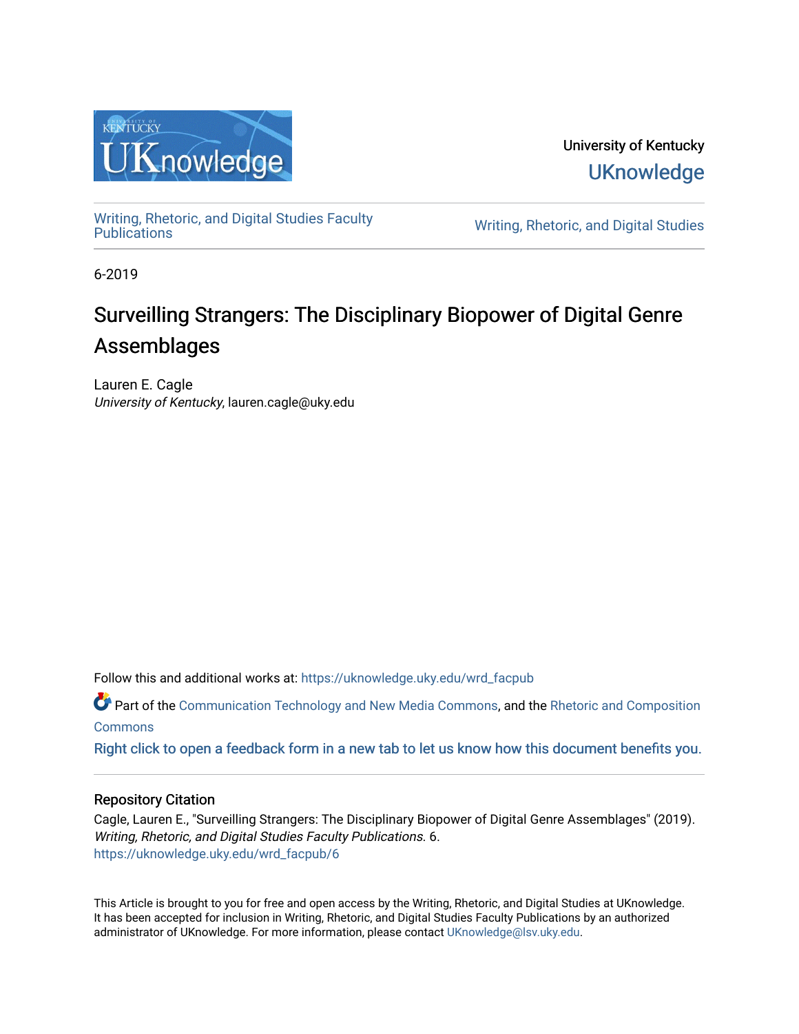University of Kentucky

UKnowledge

Writing, Rhetoric, and Digital Studies Faculty Publications

Writing, Rhetoric, and Digital Studies

6-2019

# Surveilling Strangers: The Disciplinary Biopower of Digital Genre Assemblages

Lauren E. Cagle
*University of Kentucky*, lauren.cagle@uky.edu

Follow this and additional works at: https://uknowledge.uky.edu/wrd_facpub

Part of the Communication Technology and New Media Commons, and the Rhetoric and Composition Commons

Right click to open a feedback form in a new tab to let us know how this document benefits you.

## Repository Citation

Cagle, Lauren E., "Surveilling Strangers: The Disciplinary Biopower of Digital Genre Assemblages" (2019). *Writing, Rhetoric, and Digital Studies Faculty Publications*. 6.
https://uknowledge.uky.edu/wrd_facpub/6

This Article is brought to you for free and open access by the Writing, Rhetoric, and Digital Studies at UKnowledge. It has been accepted for inclusion in Writing, Rhetoric, and Digital Studies Faculty Publications by an authorized administrator of UKnowledge. For more information, please contact UKnowledge@lsv.uky.edu.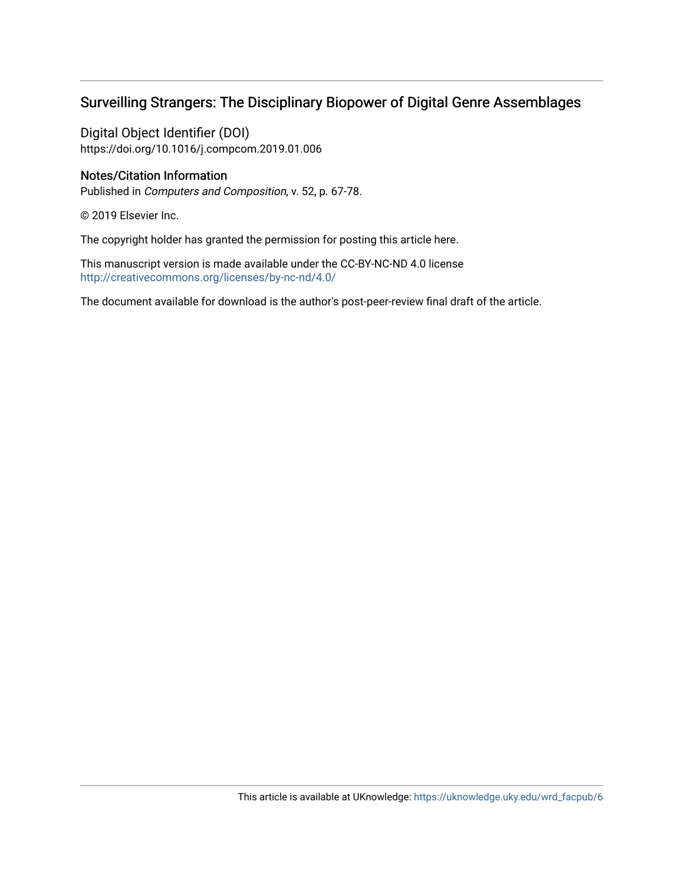## Surveilling Strangers: The Disciplinary Biopower of Digital Genre Assemblages

Digital Object Identifier (DOI)
https://doi.org/10.1016/j.compcom.2019.01.006

### Notes/Citation Information

Published in *Computers and Composition*, v. 52, p. 67-78.

© 2019 Elsevier Inc.

The copyright holder has granted the permission for posting this article here.

This manuscript version is made available under the CC-BY-NC-ND 4.0 license
http://creativecommons.org/licenses/by-nc-nd/4.0/

The document available for download is the author's post-peer-review final draft of the article.

This article is available at UKnowledge: https://uknowledge.uky.edu/wrd_facpub/6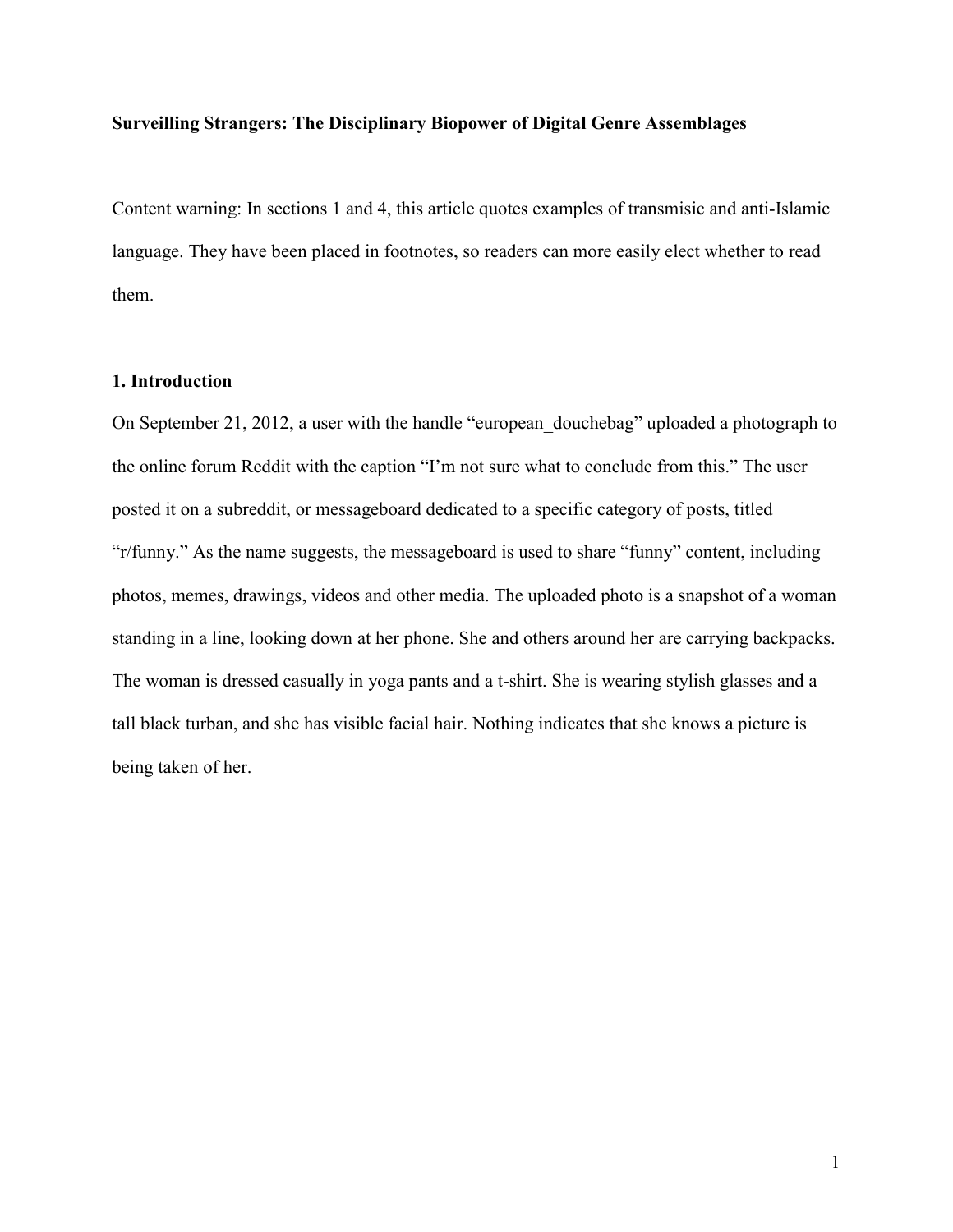**Surveilling Strangers: The Disciplinary Biopower of Digital Genre Assemblages**

Content warning: In sections 1 and 4, this article quotes examples of transmisic and anti-Islamic language. They have been placed in footnotes, so readers can more easily elect whether to read them.

## 1. Introduction

On September 21, 2012, a user with the handle "european_douchebag" uploaded a photograph to the online forum Reddit with the caption "I'm not sure what to conclude from this." The user posted it on a subreddit, or messageboard dedicated to a specific category of posts, titled "r/funny." As the name suggests, the messageboard is used to share "funny" content, including photos, memes, drawings, videos and other media. The uploaded photo is a snapshot of a woman standing in a line, looking down at her phone. She and others around her are carrying backpacks. The woman is dressed casually in yoga pants and a t-shirt. She is wearing stylish glasses and a tall black turban, and she has visible facial hair. Nothing indicates that she knows a picture is being taken of her.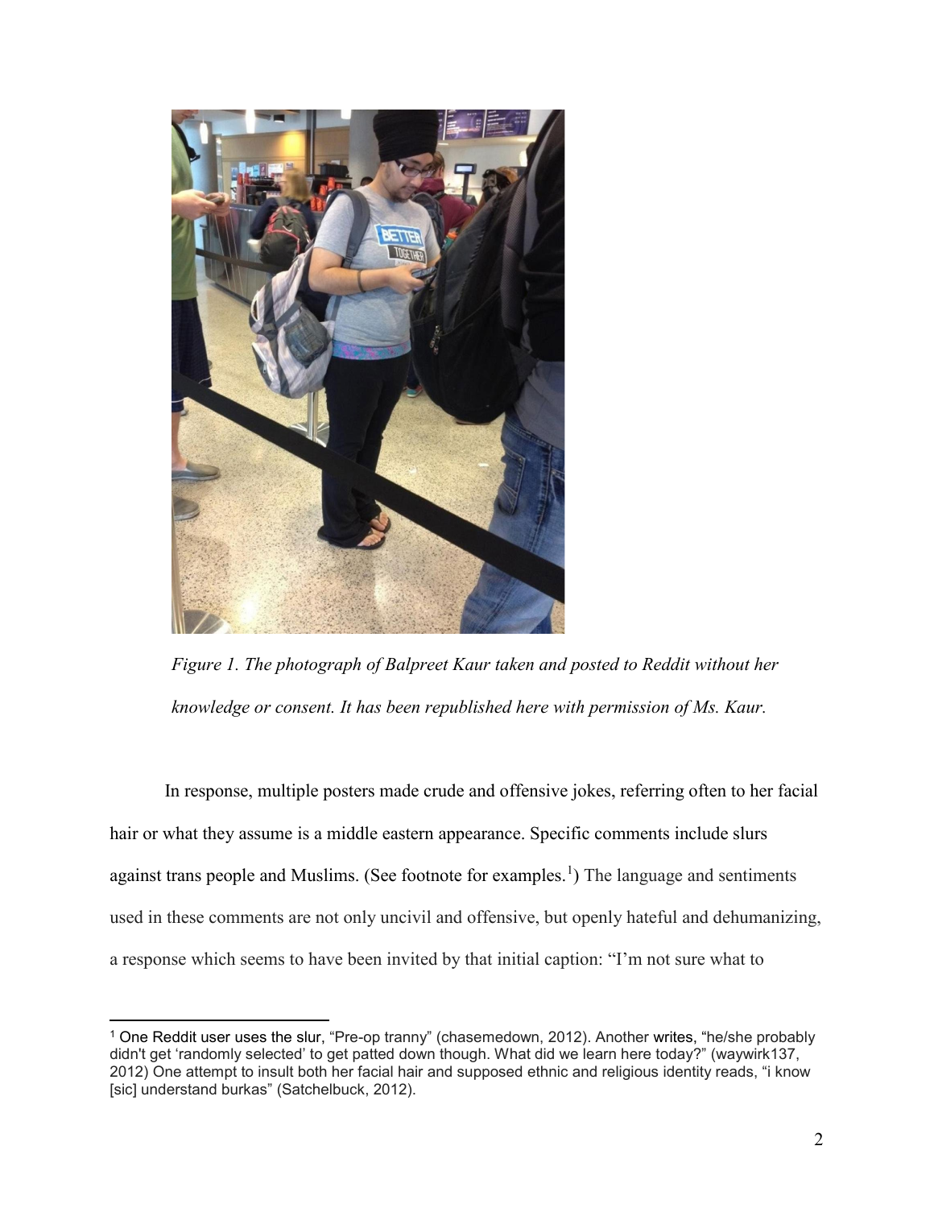*Figure 1. The photograph of Balpreet Kaur taken and posted to Reddit without her knowledge or consent. It has been republished here with permission of Ms. Kaur.*

In response, multiple posters made crude and offensive jokes, referring often to her facial hair or what they assume is a middle eastern appearance. Specific comments include slurs against trans people and Muslims. (See footnote for examples.[1]) The language and sentiments used in these comments are not only uncivil and offensive, but openly hateful and dehumanizing, a response which seems to have been invited by that initial caption: "I'm not sure what to

[1] One Reddit user uses the slur, "Pre-op tranny" (chasemedown, 2012). Another writes, "he/she probably didn't get 'randomly selected' to get patted down though. What did we learn here today?" (waywirk137, 2012) One attempt to insult both her facial hair and supposed ethnic and religious identity reads, "i know [sic] understand burkas" (Satchelbuck, 2012).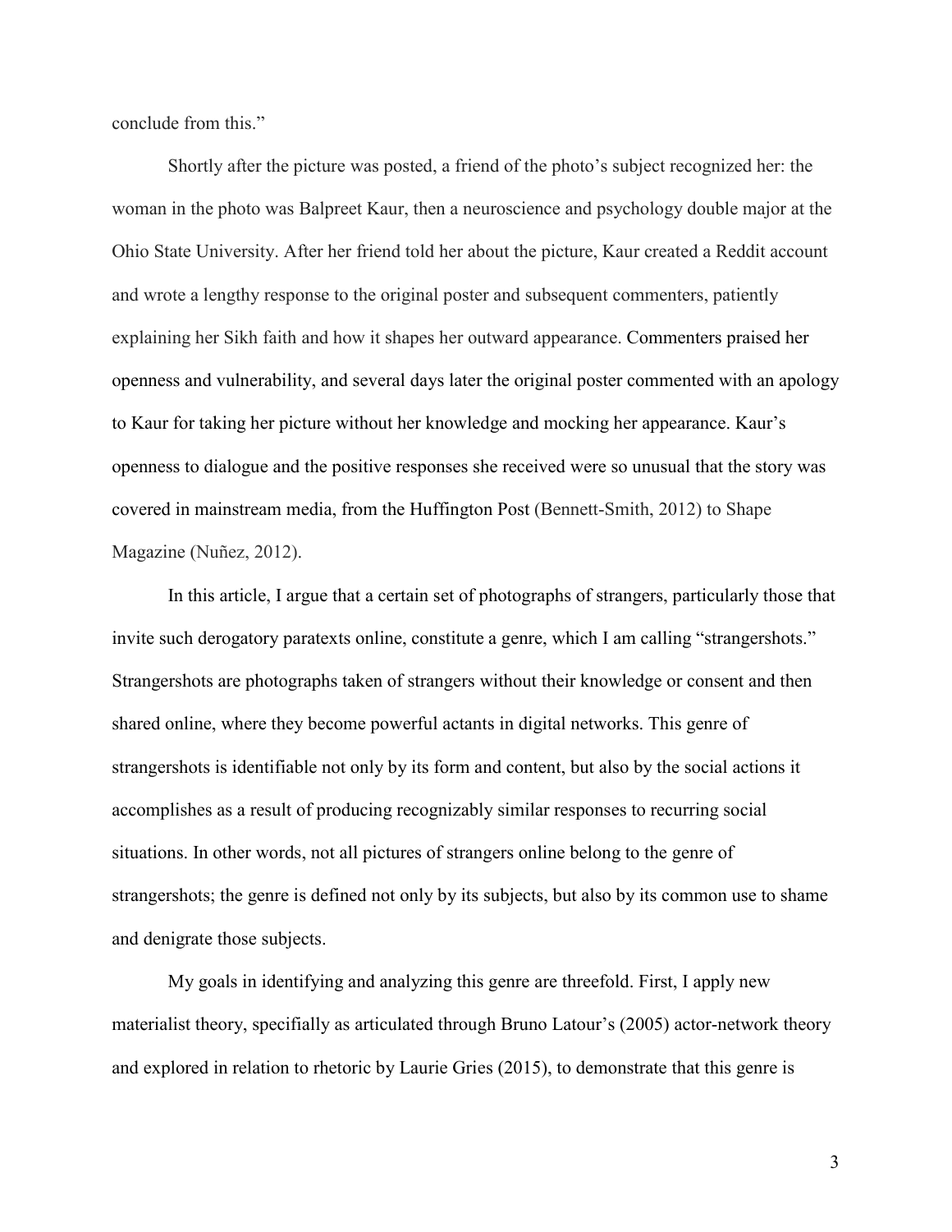conclude from this."

Shortly after the picture was posted, a friend of the photo's subject recognized her: the woman in the photo was Balpreet Kaur, then a neuroscience and psychology double major at the Ohio State University. After her friend told her about the picture, Kaur created a Reddit account and wrote a lengthy response to the original poster and subsequent commenters, patiently explaining her Sikh faith and how it shapes her outward appearance. Commenters praised her openness and vulnerability, and several days later the original poster commented with an apology to Kaur for taking her picture without her knowledge and mocking her appearance. Kaur's openness to dialogue and the positive responses she received were so unusual that the story was covered in mainstream media, from the Huffington Post (Bennett-Smith, 2012) to Shape Magazine (Nuñez, 2012).

In this article, I argue that a certain set of photographs of strangers, particularly those that invite such derogatory paratexts online, constitute a genre, which I am calling "strangershots." Strangershots are photographs taken of strangers without their knowledge or consent and then shared online, where they become powerful actants in digital networks. This genre of strangershots is identifiable not only by its form and content, but also by the social actions it accomplishes as a result of producing recognizably similar responses to recurring social situations. In other words, not all pictures of strangers online belong to the genre of strangershots; the genre is defined not only by its subjects, but also by its common use to shame and denigrate those subjects.

My goals in identifying and analyzing this genre are threefold. First, I apply new materialist theory, specifially as articulated through Bruno Latour's (2005) actor-network theory and explored in relation to rhetoric by Laurie Gries (2015), to demonstrate that this genre is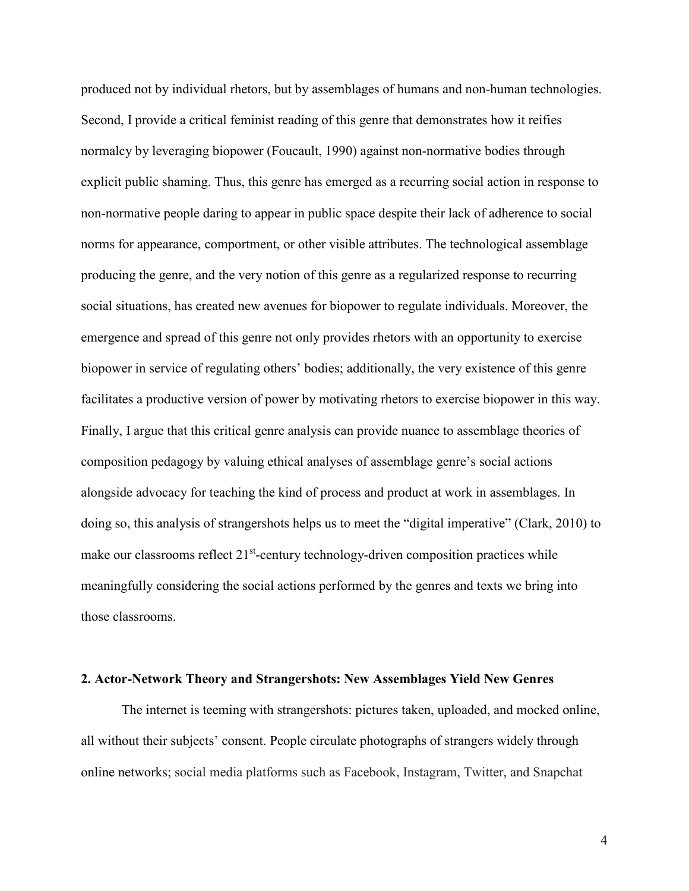produced not by individual rhetors, but by assemblages of humans and non-human technologies. Second, I provide a critical feminist reading of this genre that demonstrates how it reifies normalcy by leveraging biopower (Foucault, 1990) against non-normative bodies through explicit public shaming. Thus, this genre has emerged as a recurring social action in response to non-normative people daring to appear in public space despite their lack of adherence to social norms for appearance, comportment, or other visible attributes. The technological assemblage producing the genre, and the very notion of this genre as a regularized response to recurring social situations, has created new avenues for biopower to regulate individuals. Moreover, the emergence and spread of this genre not only provides rhetors with an opportunity to exercise biopower in service of regulating others' bodies; additionally, the very existence of this genre facilitates a productive version of power by motivating rhetors to exercise biopower in this way. Finally, I argue that this critical genre analysis can provide nuance to assemblage theories of composition pedagogy by valuing ethical analyses of assemblage genre's social actions alongside advocacy for teaching the kind of process and product at work in assemblages. In doing so, this analysis of strangershots helps us to meet the "digital imperative" (Clark, 2010) to make our classrooms reflect 21st-century technology-driven composition practices while meaningfully considering the social actions performed by the genres and texts we bring into those classrooms.

## 2. Actor-Network Theory and Strangershots: New Assemblages Yield New Genres

The internet is teeming with strangershots: pictures taken, uploaded, and mocked online, all without their subjects' consent. People circulate photographs of strangers widely through online networks; social media platforms such as Facebook, Instagram, Twitter, and Snapchat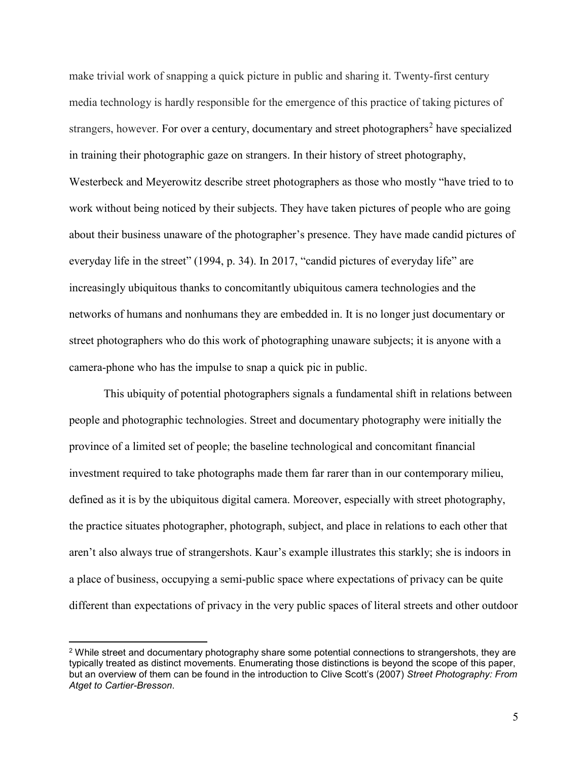make trivial work of snapping a quick picture in public and sharing it. Twenty-first century media technology is hardly responsible for the emergence of this practice of taking pictures of strangers, however. For over a century, documentary and street photographers[2] have specialized in training their photographic gaze on strangers. In their history of street photography, Westerbeck and Meyerowitz describe street photographers as those who mostly "have tried to to work without being noticed by their subjects. They have taken pictures of people who are going about their business unaware of the photographer's presence. They have made candid pictures of everyday life in the street" (1994, p. 34). In 2017, "candid pictures of everyday life" are increasingly ubiquitous thanks to concomitantly ubiquitous camera technologies and the networks of humans and nonhumans they are embedded in. It is no longer just documentary or street photographers who do this work of photographing unaware subjects; it is anyone with a camera-phone who has the impulse to snap a quick pic in public.

This ubiquity of potential photographers signals a fundamental shift in relations between people and photographic technologies. Street and documentary photography were initially the province of a limited set of people; the baseline technological and concomitant financial investment required to take photographs made them far rarer than in our contemporary milieu, defined as it is by the ubiquitous digital camera. Moreover, especially with street photography, the practice situates photographer, photograph, subject, and place in relations to each other that aren't also always true of strangershots. Kaur's example illustrates this starkly; she is indoors in a place of business, occupying a semi-public space where expectations of privacy can be quite different than expectations of privacy in the very public spaces of literal streets and other outdoor

[2] While street and documentary photography share some potential connections to strangershots, they are typically treated as distinct movements. Enumerating those distinctions is beyond the scope of this paper, but an overview of them can be found in the introduction to Clive Scott's (2007) *Street Photography: From Atget to Cartier-Bresson*.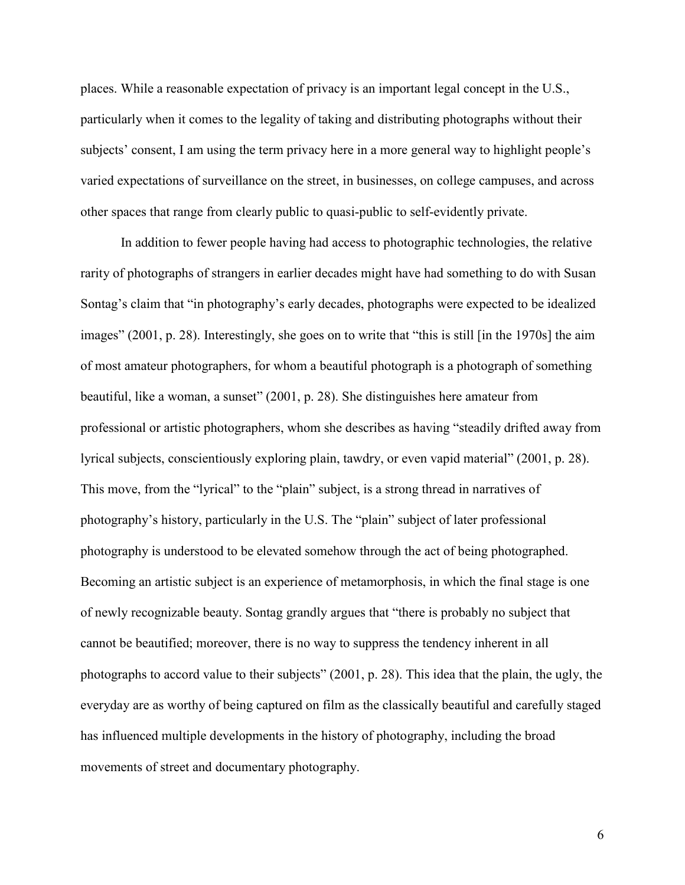places. While a reasonable expectation of privacy is an important legal concept in the U.S., particularly when it comes to the legality of taking and distributing photographs without their subjects' consent, I am using the term privacy here in a more general way to highlight people's varied expectations of surveillance on the street, in businesses, on college campuses, and across other spaces that range from clearly public to quasi-public to self-evidently private.

In addition to fewer people having had access to photographic technologies, the relative rarity of photographs of strangers in earlier decades might have had something to do with Susan Sontag's claim that "in photography's early decades, photographs were expected to be idealized images" (2001, p. 28). Interestingly, she goes on to write that "this is still [in the 1970s] the aim of most amateur photographers, for whom a beautiful photograph is a photograph of something beautiful, like a woman, a sunset" (2001, p. 28). She distinguishes here amateur from professional or artistic photographers, whom she describes as having "steadily drifted away from lyrical subjects, conscientiously exploring plain, tawdry, or even vapid material" (2001, p. 28). This move, from the "lyrical" to the "plain" subject, is a strong thread in narratives of photography's history, particularly in the U.S. The "plain" subject of later professional photography is understood to be elevated somehow through the act of being photographed. Becoming an artistic subject is an experience of metamorphosis, in which the final stage is one of newly recognizable beauty. Sontag grandly argues that "there is probably no subject that cannot be beautified; moreover, there is no way to suppress the tendency inherent in all photographs to accord value to their subjects" (2001, p. 28). This idea that the plain, the ugly, the everyday are as worthy of being captured on film as the classically beautiful and carefully staged has influenced multiple developments in the history of photography, including the broad movements of street and documentary photography.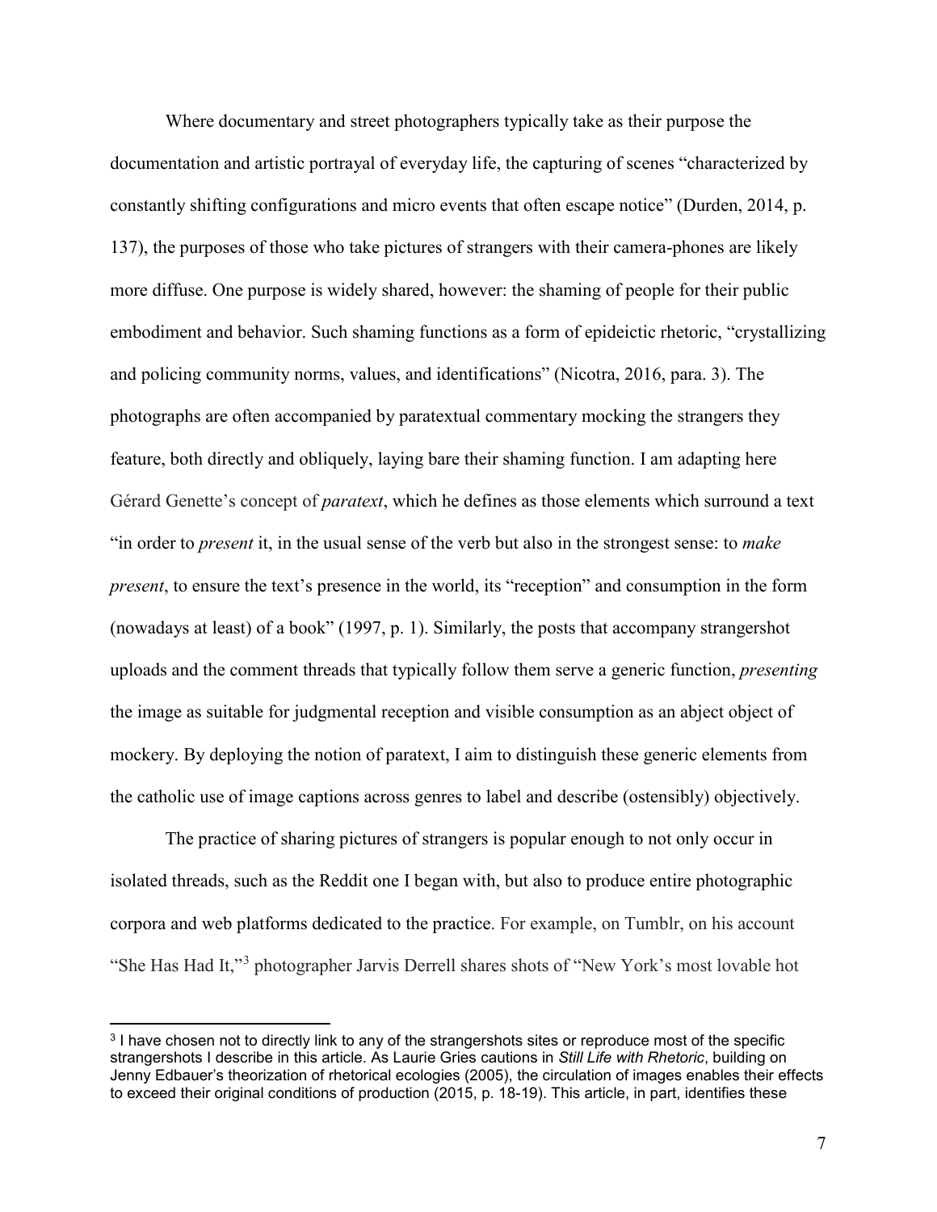Where documentary and street photographers typically take as their purpose the documentation and artistic portrayal of everyday life, the capturing of scenes "characterized by constantly shifting configurations and micro events that often escape notice" (Durden, 2014, p. 137), the purposes of those who take pictures of strangers with their camera-phones are likely more diffuse. One purpose is widely shared, however: the shaming of people for their public embodiment and behavior. Such shaming functions as a form of epideictic rhetoric, "crystallizing and policing community norms, values, and identifications" (Nicotra, 2016, para. 3). The photographs are often accompanied by paratextual commentary mocking the strangers they feature, both directly and obliquely, laying bare their shaming function. I am adapting here Gérard Genette's concept of *paratext*, which he defines as those elements which surround a text "in order to *present* it, in the usual sense of the verb but also in the strongest sense: to *make present*, to ensure the text's presence in the world, its "reception" and consumption in the form (nowadays at least) of a book" (1997, p. 1). Similarly, the posts that accompany strangershot uploads and the comment threads that typically follow them serve a generic function, *presenting* the image as suitable for judgmental reception and visible consumption as an abject object of mockery. By deploying the notion of paratext, I aim to distinguish these generic elements from the catholic use of image captions across genres to label and describe (ostensibly) objectively.

The practice of sharing pictures of strangers is popular enough to not only occur in isolated threads, such as the Reddit one I began with, but also to produce entire photographic corpora and web platforms dedicated to the practice. For example, on Tumblr, on his account "She Has Had It,"[3] photographer Jarvis Derrell shares shots of "New York's most lovable hot

[3] I have chosen not to directly link to any of the strangershots sites or reproduce most of the specific strangershots I describe in this article. As Laurie Gries cautions in *Still Life with Rhetoric*, building on Jenny Edbauer's theorization of rhetorical ecologies (2005), the circulation of images enables their effects to exceed their original conditions of production (2015, p. 18-19). This article, in part, identifies these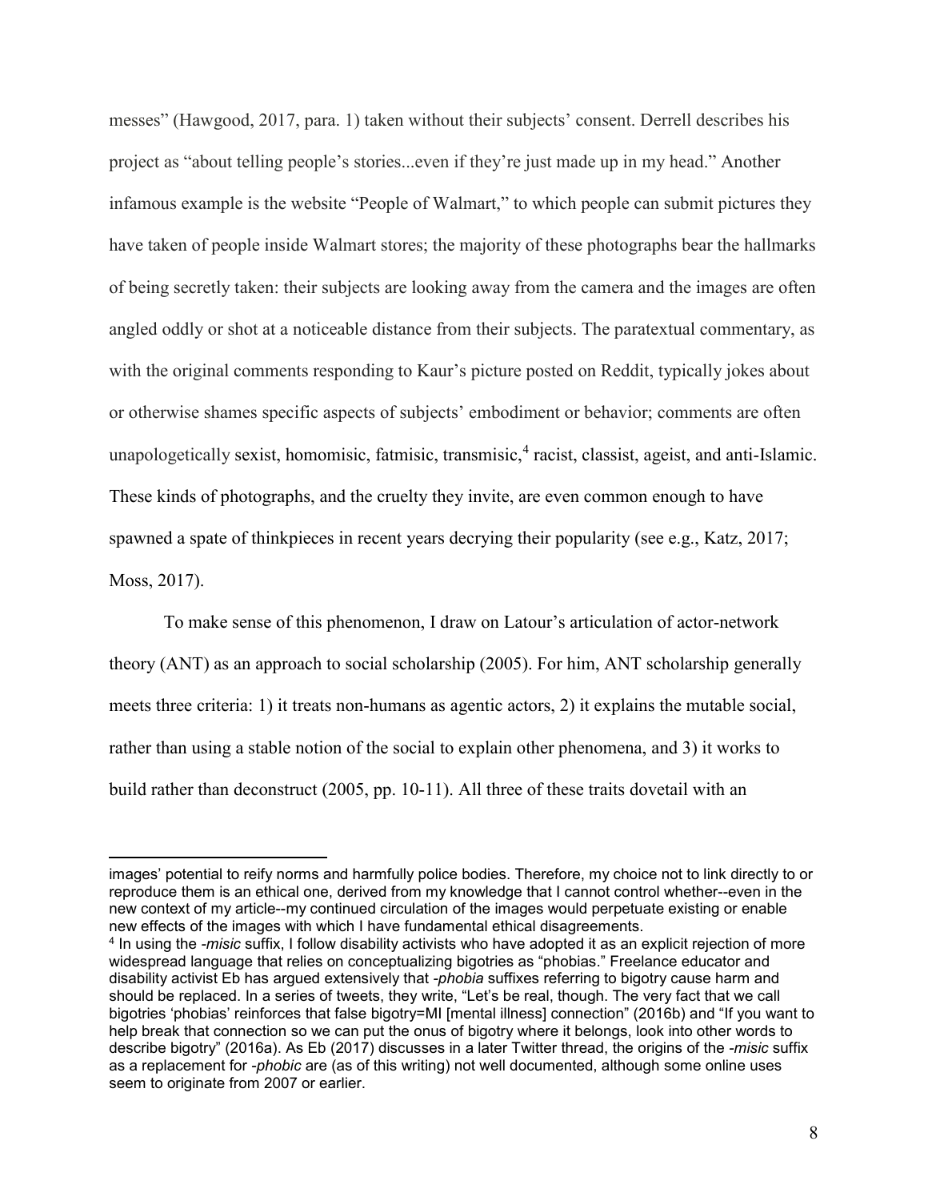messes" (Hawgood, 2017, para. 1) taken without their subjects' consent. Derrell describes his project as "about telling people's stories...even if they're just made up in my head." Another infamous example is the website "People of Walmart," to which people can submit pictures they have taken of people inside Walmart stores; the majority of these photographs bear the hallmarks of being secretly taken: their subjects are looking away from the camera and the images are often angled oddly or shot at a noticeable distance from their subjects. The paratextual commentary, as with the original comments responding to Kaur's picture posted on Reddit, typically jokes about or otherwise shames specific aspects of subjects' embodiment or behavior; comments are often unapologetically sexist, homomisic, fatmisic, transmisic,[4] racist, classist, ageist, and anti-Islamic. These kinds of photographs, and the cruelty they invite, are even common enough to have spawned a spate of thinkpieces in recent years decrying their popularity (see e.g., Katz, 2017; Moss, 2017).

To make sense of this phenomenon, I draw on Latour's articulation of actor-network theory (ANT) as an approach to social scholarship (2005). For him, ANT scholarship generally meets three criteria: 1) it treats non-humans as agentic actors, 2) it explains the mutable social, rather than using a stable notion of the social to explain other phenomena, and 3) it works to build rather than deconstruct (2005, pp. 10-11). All three of these traits dovetail with an

---

images' potential to reify norms and harmfully police bodies. Therefore, my choice not to link directly to or reproduce them is an ethical one, derived from my knowledge that I cannot control whether--even in the new context of my article--my continued circulation of the images would perpetuate existing or enable new effects of the images with which I have fundamental ethical disagreements.

[4] In using the *-misic* suffix, I follow disability activists who have adopted it as an explicit rejection of more widespread language that relies on conceptualizing bigotries as "phobias." Freelance educator and disability activist Eb has argued extensively that *-phobia* suffixes referring to bigotry cause harm and should be replaced. In a series of tweets, they write, "Let's be real, though. The very fact that we call bigotries 'phobias' reinforces that false bigotry=MI [mental illness] connection" (2016b) and "If you want to help break that connection so we can put the onus of bigotry where it belongs, look into other words to describe bigotry" (2016a). As Eb (2017) discusses in a later Twitter thread, the origins of the *-misic* suffix as a replacement for *-phobic* are (as of this writing) not well documented, although some online uses seem to originate from 2007 or earlier.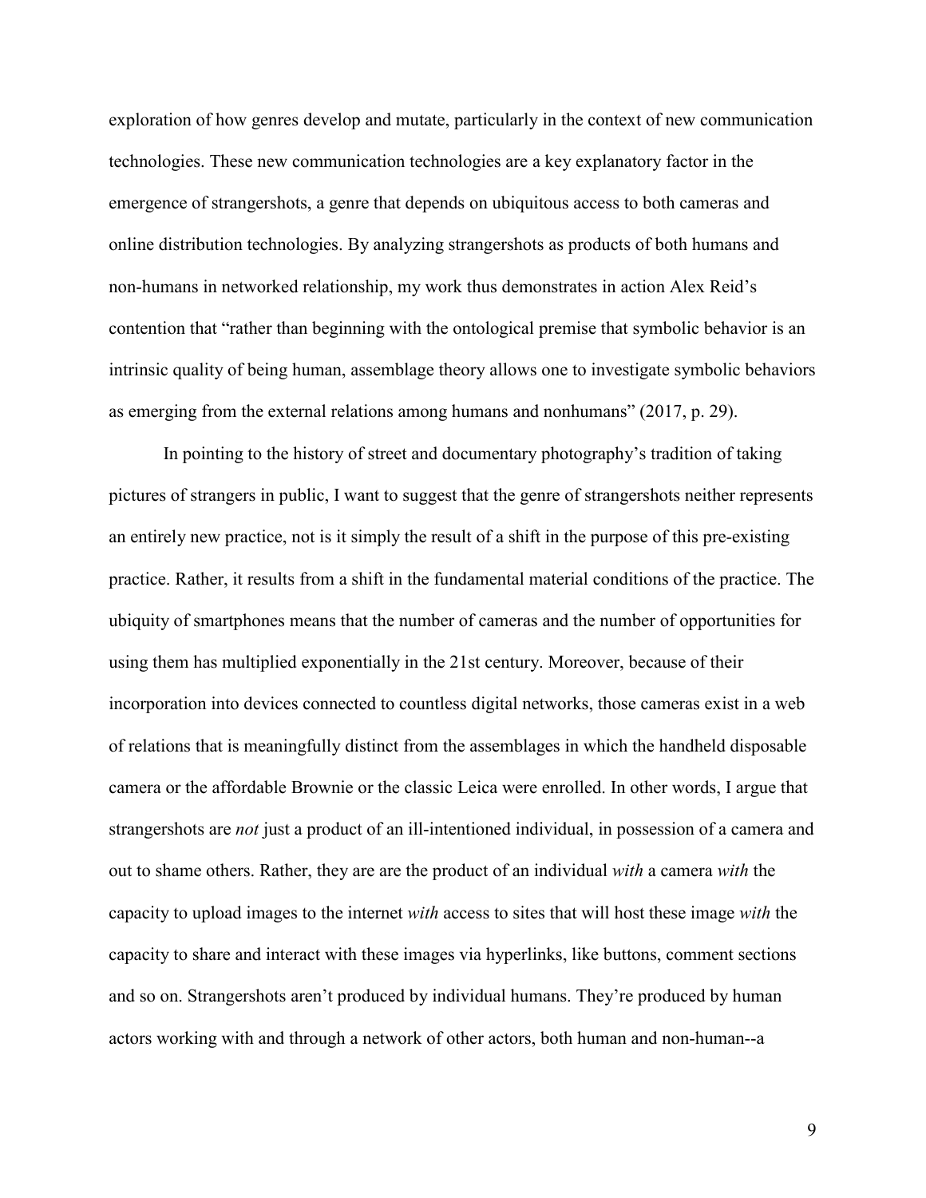exploration of how genres develop and mutate, particularly in the context of new communication technologies. These new communication technologies are a key explanatory factor in the emergence of strangershots, a genre that depends on ubiquitous access to both cameras and online distribution technologies. By analyzing strangershots as products of both humans and non-humans in networked relationship, my work thus demonstrates in action Alex Reid's contention that "rather than beginning with the ontological premise that symbolic behavior is an intrinsic quality of being human, assemblage theory allows one to investigate symbolic behaviors as emerging from the external relations among humans and nonhumans" (2017, p. 29).

In pointing to the history of street and documentary photography's tradition of taking pictures of strangers in public, I want to suggest that the genre of strangershots neither represents an entirely new practice, not is it simply the result of a shift in the purpose of this pre-existing practice. Rather, it results from a shift in the fundamental material conditions of the practice. The ubiquity of smartphones means that the number of cameras and the number of opportunities for using them has multiplied exponentially in the 21st century. Moreover, because of their incorporation into devices connected to countless digital networks, those cameras exist in a web of relations that is meaningfully distinct from the assemblages in which the handheld disposable camera or the affordable Brownie or the classic Leica were enrolled. In other words, I argue that strangershots are *not* just a product of an ill-intentioned individual, in possession of a camera and out to shame others. Rather, they are are the product of an individual *with* a camera *with* the capacity to upload images to the internet *with* access to sites that will host these image *with* the capacity to share and interact with these images via hyperlinks, like buttons, comment sections and so on. Strangershots aren't produced by individual humans. They're produced by human actors working with and through a network of other actors, both human and non-human--a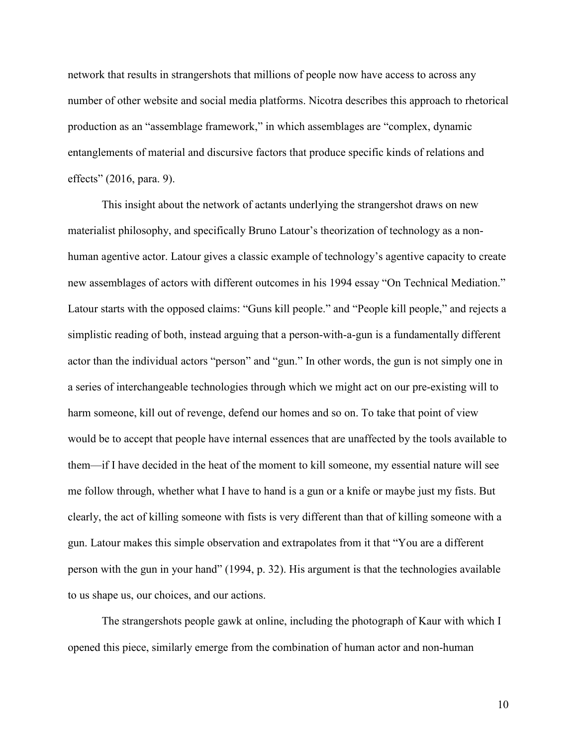network that results in strangershots that millions of people now have access to across any number of other website and social media platforms. Nicotra describes this approach to rhetorical production as an "assemblage framework," in which assemblages are "complex, dynamic entanglements of material and discursive factors that produce specific kinds of relations and effects" (2016, para. 9).

This insight about the network of actants underlying the strangershot draws on new materialist philosophy, and specifically Bruno Latour's theorization of technology as a non-human agentive actor. Latour gives a classic example of technology's agentive capacity to create new assemblages of actors with different outcomes in his 1994 essay "On Technical Mediation." Latour starts with the opposed claims: "Guns kill people." and "People kill people," and rejects a simplistic reading of both, instead arguing that a person-with-a-gun is a fundamentally different actor than the individual actors "person" and "gun." In other words, the gun is not simply one in a series of interchangeable technologies through which we might act on our pre-existing will to harm someone, kill out of revenge, defend our homes and so on. To take that point of view would be to accept that people have internal essences that are unaffected by the tools available to them—if I have decided in the heat of the moment to kill someone, my essential nature will see me follow through, whether what I have to hand is a gun or a knife or maybe just my fists. But clearly, the act of killing someone with fists is very different than that of killing someone with a gun. Latour makes this simple observation and extrapolates from it that "You are a different person with the gun in your hand" (1994, p. 32). His argument is that the technologies available to us shape us, our choices, and our actions.

The strangershots people gawk at online, including the photograph of Kaur with which I opened this piece, similarly emerge from the combination of human actor and non-human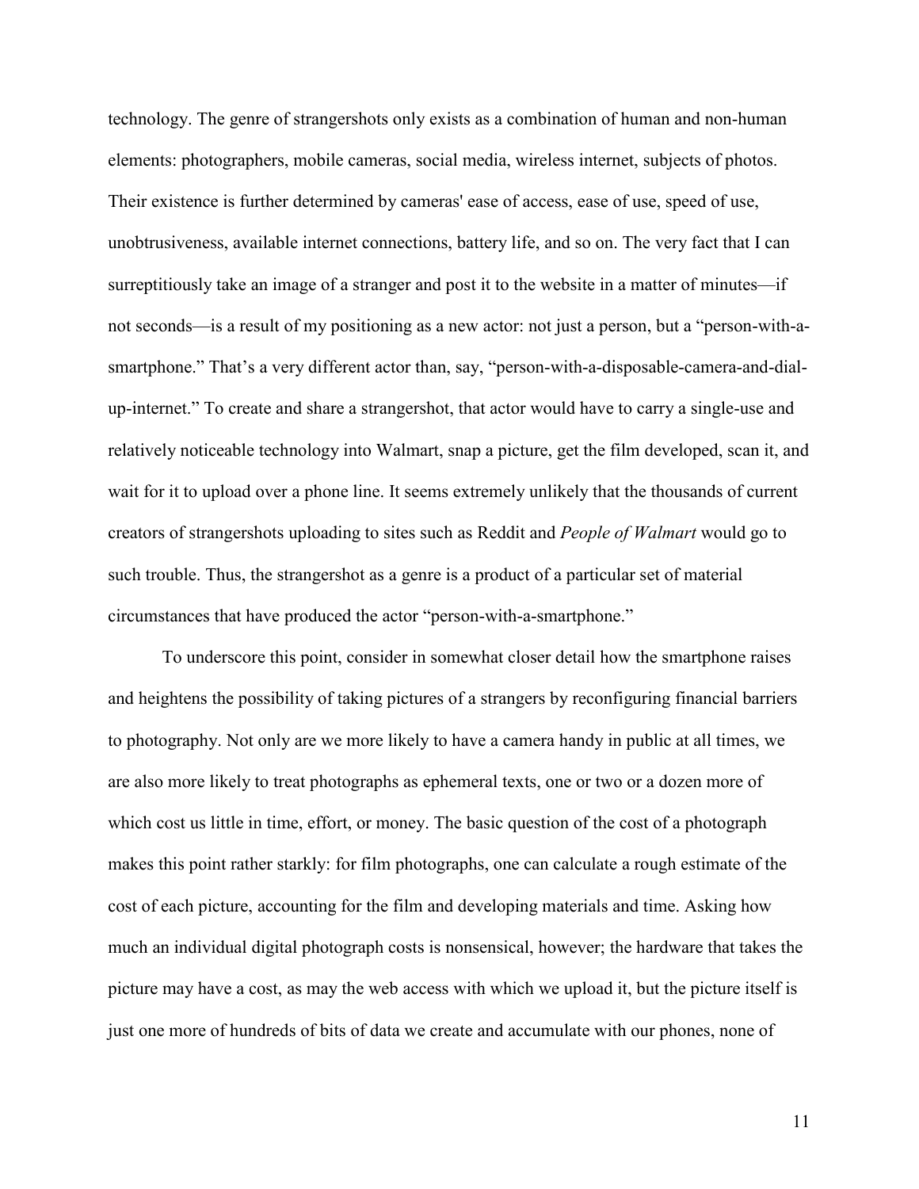technology. The genre of strangershots only exists as a combination of human and non-human elements: photographers, mobile cameras, social media, wireless internet, subjects of photos. Their existence is further determined by cameras' ease of access, ease of use, speed of use, unobtrusiveness, available internet connections, battery life, and so on. The very fact that I can surreptitiously take an image of a stranger and post it to the website in a matter of minutes—if not seconds—is a result of my positioning as a new actor: not just a person, but a "person-with-a-smartphone." That's a very different actor than, say, "person-with-a-disposable-camera-and-dial-up-internet." To create and share a strangershot, that actor would have to carry a single-use and relatively noticeable technology into Walmart, snap a picture, get the film developed, scan it, and wait for it to upload over a phone line. It seems extremely unlikely that the thousands of current creators of strangershots uploading to sites such as Reddit and *People of Walmart* would go to such trouble. Thus, the strangershot as a genre is a product of a particular set of material circumstances that have produced the actor "person-with-a-smartphone."

To underscore this point, consider in somewhat closer detail how the smartphone raises and heightens the possibility of taking pictures of a strangers by reconfiguring financial barriers to photography. Not only are we more likely to have a camera handy in public at all times, we are also more likely to treat photographs as ephemeral texts, one or two or a dozen more of which cost us little in time, effort, or money. The basic question of the cost of a photograph makes this point rather starkly: for film photographs, one can calculate a rough estimate of the cost of each picture, accounting for the film and developing materials and time. Asking how much an individual digital photograph costs is nonsensical, however; the hardware that takes the picture may have a cost, as may the web access with which we upload it, but the picture itself is just one more of hundreds of bits of data we create and accumulate with our phones, none of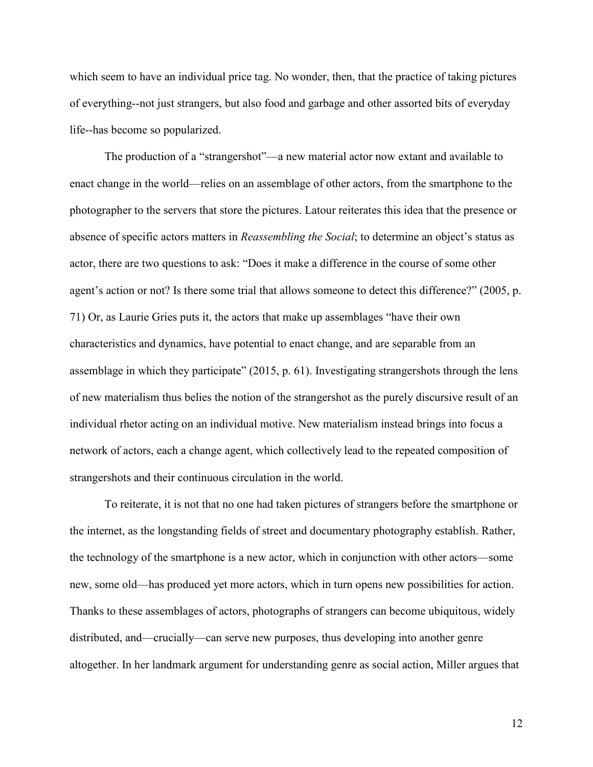which seem to have an individual price tag. No wonder, then, that the practice of taking pictures of everything--not just strangers, but also food and garbage and other assorted bits of everyday life--has become so popularized.

The production of a "strangershot"—a new material actor now extant and available to enact change in the world—relies on an assemblage of other actors, from the smartphone to the photographer to the servers that store the pictures. Latour reiterates this idea that the presence or absence of specific actors matters in *Reassembling the Social*; to determine an object's status as actor, there are two questions to ask: "Does it make a difference in the course of some other agent's action or not? Is there some trial that allows someone to detect this difference?" (2005, p. 71) Or, as Laurie Gries puts it, the actors that make up assemblages "have their own characteristics and dynamics, have potential to enact change, and are separable from an assemblage in which they participate" (2015, p. 61). Investigating strangershots through the lens of new materialism thus belies the notion of the strangershot as the purely discursive result of an individual rhetor acting on an individual motive. New materialism instead brings into focus a network of actors, each a change agent, which collectively lead to the repeated composition of strangershots and their continuous circulation in the world.

To reiterate, it is not that no one had taken pictures of strangers before the smartphone or the internet, as the longstanding fields of street and documentary photography establish. Rather, the technology of the smartphone is a new actor, which in conjunction with other actors—some new, some old—has produced yet more actors, which in turn opens new possibilities for action. Thanks to these assemblages of actors, photographs of strangers can become ubiquitous, widely distributed, and—crucially—can serve new purposes, thus developing into another genre altogether. In her landmark argument for understanding genre as social action, Miller argues that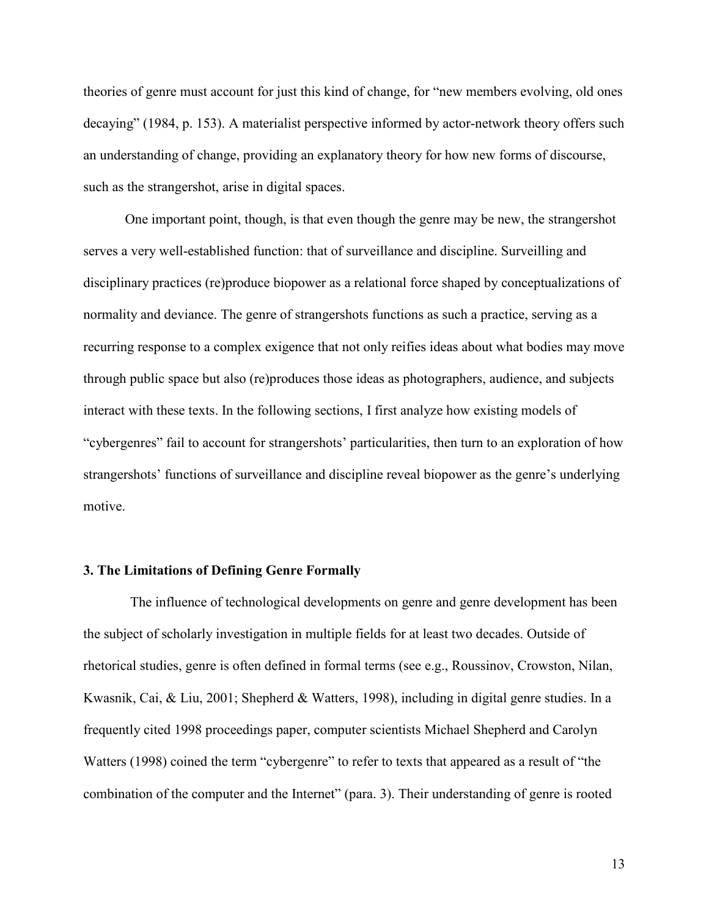theories of genre must account for just this kind of change, for "new members evolving, old ones decaying" (1984, p. 153). A materialist perspective informed by actor-network theory offers such an understanding of change, providing an explanatory theory for how new forms of discourse, such as the strangershot, arise in digital spaces.

One important point, though, is that even though the genre may be new, the strangershot serves a very well-established function: that of surveillance and discipline. Surveilling and disciplinary practices (re)produce biopower as a relational force shaped by conceptualizations of normality and deviance. The genre of strangershots functions as such a practice, serving as a recurring response to a complex exigence that not only reifies ideas about what bodies may move through public space but also (re)produces those ideas as photographers, audience, and subjects interact with these texts. In the following sections, I first analyze how existing models of "cybergenres" fail to account for strangershots' particularities, then turn to an exploration of how strangershots' functions of surveillance and discipline reveal biopower as the genre's underlying motive.

### 3. The Limitations of Defining Genre Formally

The influence of technological developments on genre and genre development has been the subject of scholarly investigation in multiple fields for at least two decades. Outside of rhetorical studies, genre is often defined in formal terms (see e.g., Roussinov, Crowston, Nilan, Kwasnik, Cai, & Liu, 2001; Shepherd & Watters, 1998), including in digital genre studies. In a frequently cited 1998 proceedings paper, computer scientists Michael Shepherd and Carolyn Watters (1998) coined the term "cybergenre" to refer to texts that appeared as a result of "the combination of the computer and the Internet" (para. 3). Their understanding of genre is rooted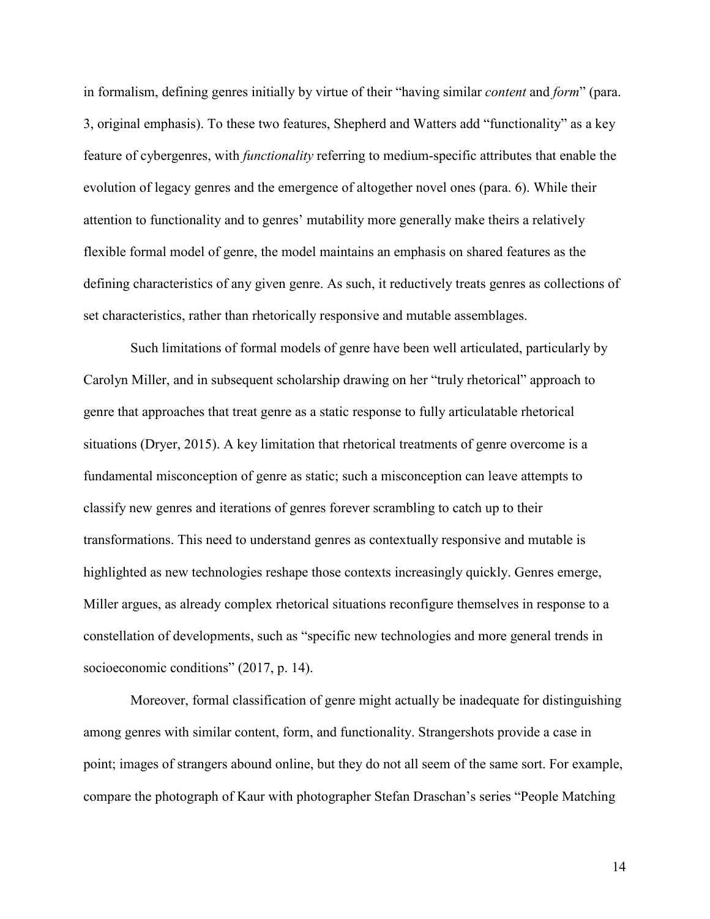in formalism, defining genres initially by virtue of their "having similar *content* and *form*" (para. 3, original emphasis). To these two features, Shepherd and Watters add "functionality" as a key feature of cybergenres, with *functionality* referring to medium-specific attributes that enable the evolution of legacy genres and the emergence of altogether novel ones (para. 6). While their attention to functionality and to genres' mutability more generally make theirs a relatively flexible formal model of genre, the model maintains an emphasis on shared features as the defining characteristics of any given genre. As such, it reductively treats genres as collections of set characteristics, rather than rhetorically responsive and mutable assemblages.

Such limitations of formal models of genre have been well articulated, particularly by Carolyn Miller, and in subsequent scholarship drawing on her "truly rhetorical" approach to genre that approaches that treat genre as a static response to fully articulatable rhetorical situations (Dryer, 2015). A key limitation that rhetorical treatments of genre overcome is a fundamental misconception of genre as static; such a misconception can leave attempts to classify new genres and iterations of genres forever scrambling to catch up to their transformations. This need to understand genres as contextually responsive and mutable is highlighted as new technologies reshape those contexts increasingly quickly. Genres emerge, Miller argues, as already complex rhetorical situations reconfigure themselves in response to a constellation of developments, such as "specific new technologies and more general trends in socioeconomic conditions" (2017, p. 14).

Moreover, formal classification of genre might actually be inadequate for distinguishing among genres with similar content, form, and functionality. Strangershots provide a case in point; images of strangers abound online, but they do not all seem of the same sort. For example, compare the photograph of Kaur with photographer Stefan Draschan's series "People Matching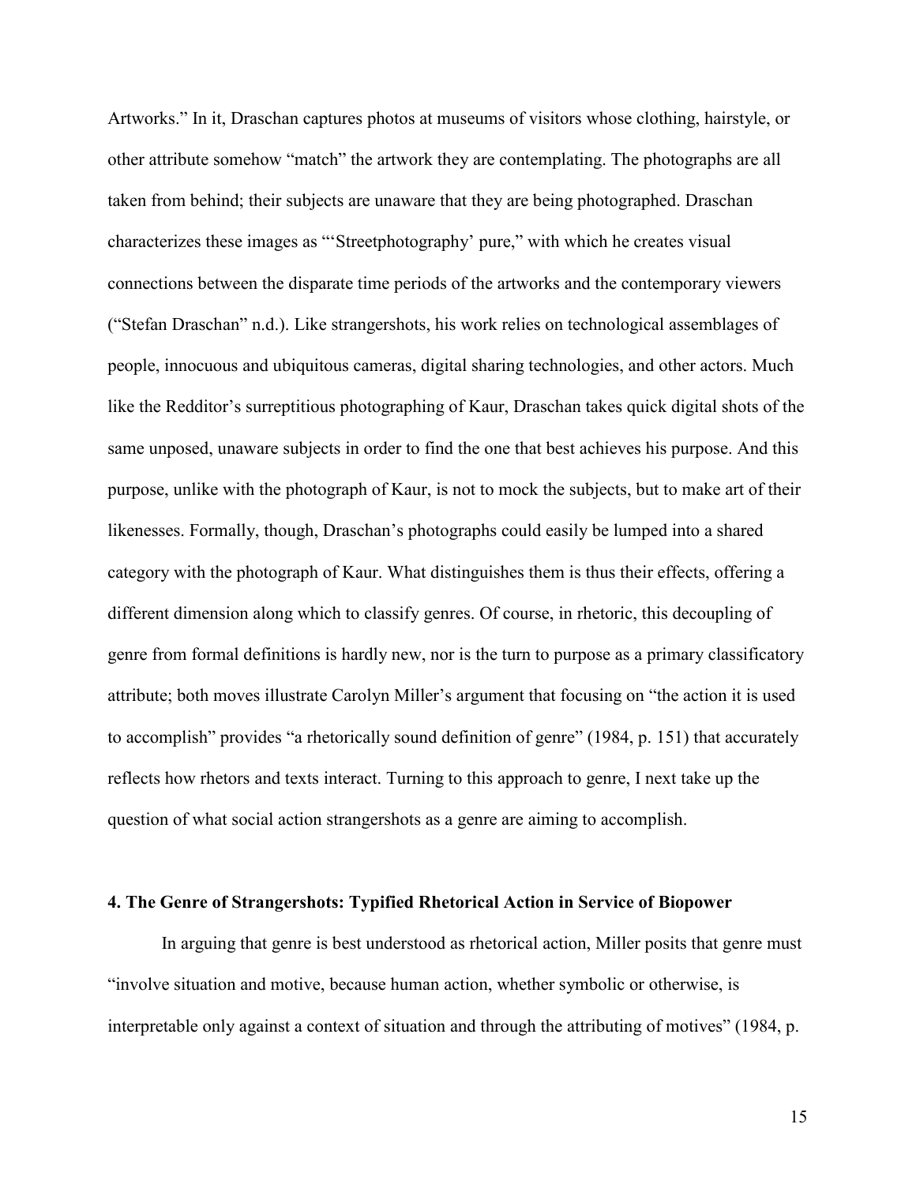Artworks." In it, Draschan captures photos at museums of visitors whose clothing, hairstyle, or other attribute somehow "match" the artwork they are contemplating. The photographs are all taken from behind; their subjects are unaware that they are being photographed. Draschan characterizes these images as "'Streetphotography' pure," with which he creates visual connections between the disparate time periods of the artworks and the contemporary viewers ("Stefan Draschan" n.d.). Like strangershots, his work relies on technological assemblages of people, innocuous and ubiquitous cameras, digital sharing technologies, and other actors. Much like the Redditor's surreptitious photographing of Kaur, Draschan takes quick digital shots of the same unposed, unaware subjects in order to find the one that best achieves his purpose. And this purpose, unlike with the photograph of Kaur, is not to mock the subjects, but to make art of their likenesses. Formally, though, Draschan's photographs could easily be lumped into a shared category with the photograph of Kaur. What distinguishes them is thus their effects, offering a different dimension along which to classify genres. Of course, in rhetoric, this decoupling of genre from formal definitions is hardly new, nor is the turn to purpose as a primary classificatory attribute; both moves illustrate Carolyn Miller's argument that focusing on "the action it is used to accomplish" provides "a rhetorically sound definition of genre" (1984, p. 151) that accurately reflects how rhetors and texts interact. Turning to this approach to genre, I next take up the question of what social action strangershots as a genre are aiming to accomplish.

## 4. The Genre of Strangershots: Typified Rhetorical Action in Service of Biopower

In arguing that genre is best understood as rhetorical action, Miller posits that genre must "involve situation and motive, because human action, whether symbolic or otherwise, is interpretable only against a context of situation and through the attributing of motives" (1984, p.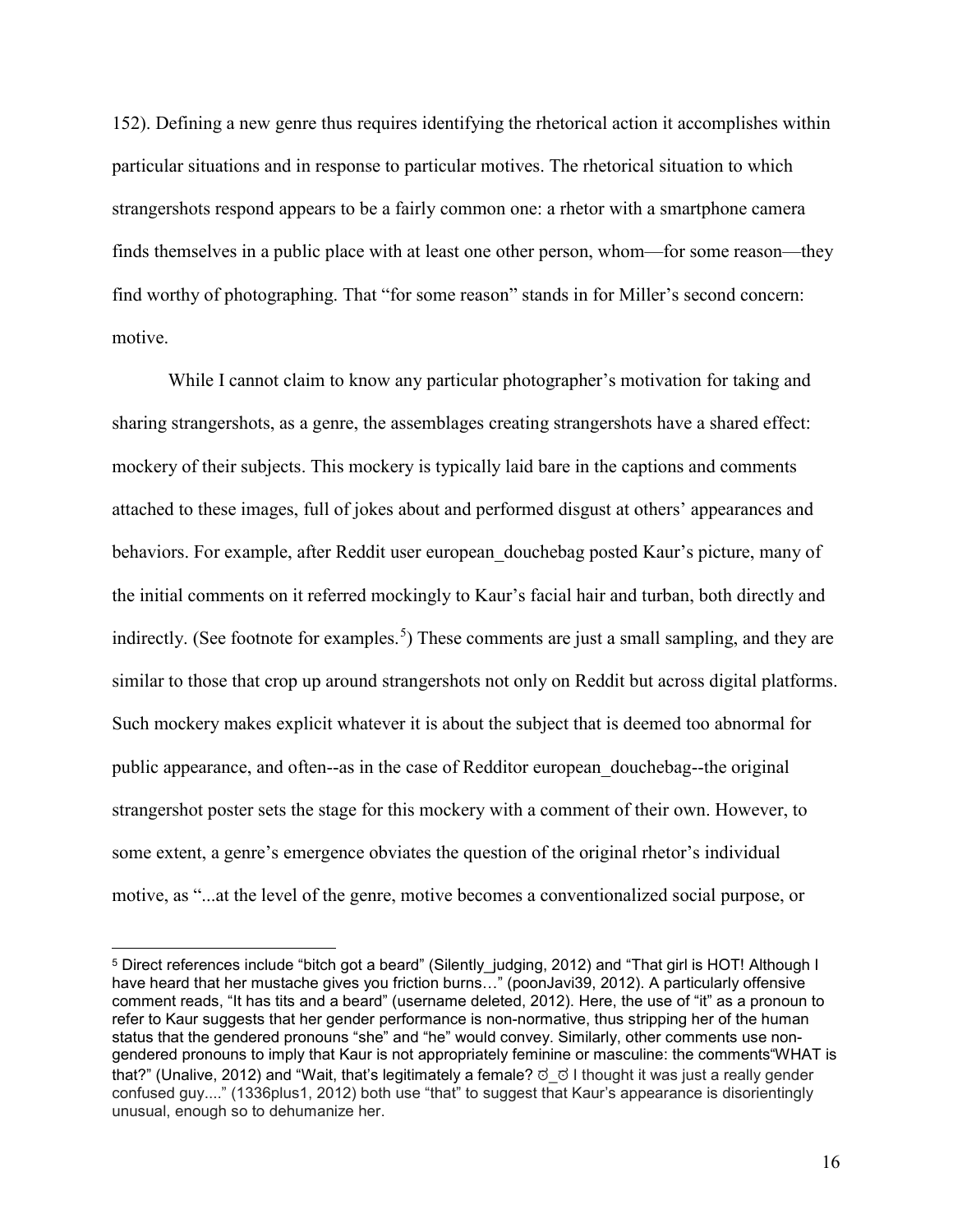152). Defining a new genre thus requires identifying the rhetorical action it accomplishes within particular situations and in response to particular motives. The rhetorical situation to which strangershots respond appears to be a fairly common one: a rhetor with a smartphone camera finds themselves in a public place with at least one other person, whom—for some reason—they find worthy of photographing. That "for some reason" stands in for Miller's second concern: motive.

While I cannot claim to know any particular photographer's motivation for taking and sharing strangershots, as a genre, the assemblages creating strangershots have a shared effect: mockery of their subjects. This mockery is typically laid bare in the captions and comments attached to these images, full of jokes about and performed disgust at others' appearances and behaviors. For example, after Reddit user european_douchebag posted Kaur's picture, many of the initial comments on it referred mockingly to Kaur's facial hair and turban, both directly and indirectly. (See footnote for examples.[5]) These comments are just a small sampling, and they are similar to those that crop up around strangershots not only on Reddit but across digital platforms. Such mockery makes explicit whatever it is about the subject that is deemed too abnormal for public appearance, and often--as in the case of Redditor european_douchebag--the original strangershot poster sets the stage for this mockery with a comment of their own. However, to some extent, a genre's emergence obviates the question of the original rhetor's individual motive, as "...at the level of the genre, motive becomes a conventionalized social purpose, or

---

[5] Direct references include "bitch got a beard" (Silently_judging, 2012) and "That girl is HOT! Although I have heard that her mustache gives you friction burns…" (poonJavi39, 2012). A particularly offensive comment reads, "It has tits and a beard" (username deleted, 2012). Here, the use of "it" as a pronoun to refer to Kaur suggests that her gender performance is non-normative, thus stripping her of the human status that the gendered pronouns "she" and "he" would convey. Similarly, other comments use non-gendered pronouns to imply that Kaur is not appropriately feminine or masculine: the comments"WHAT is that?" (Unalive, 2012) and "Wait, that's legitimately a female? ಠ_ಠ I thought it was just a really gender confused guy...." (1336plus1, 2012) both use "that" to suggest that Kaur's appearance is disorientingly unusual, enough so to dehumanize her.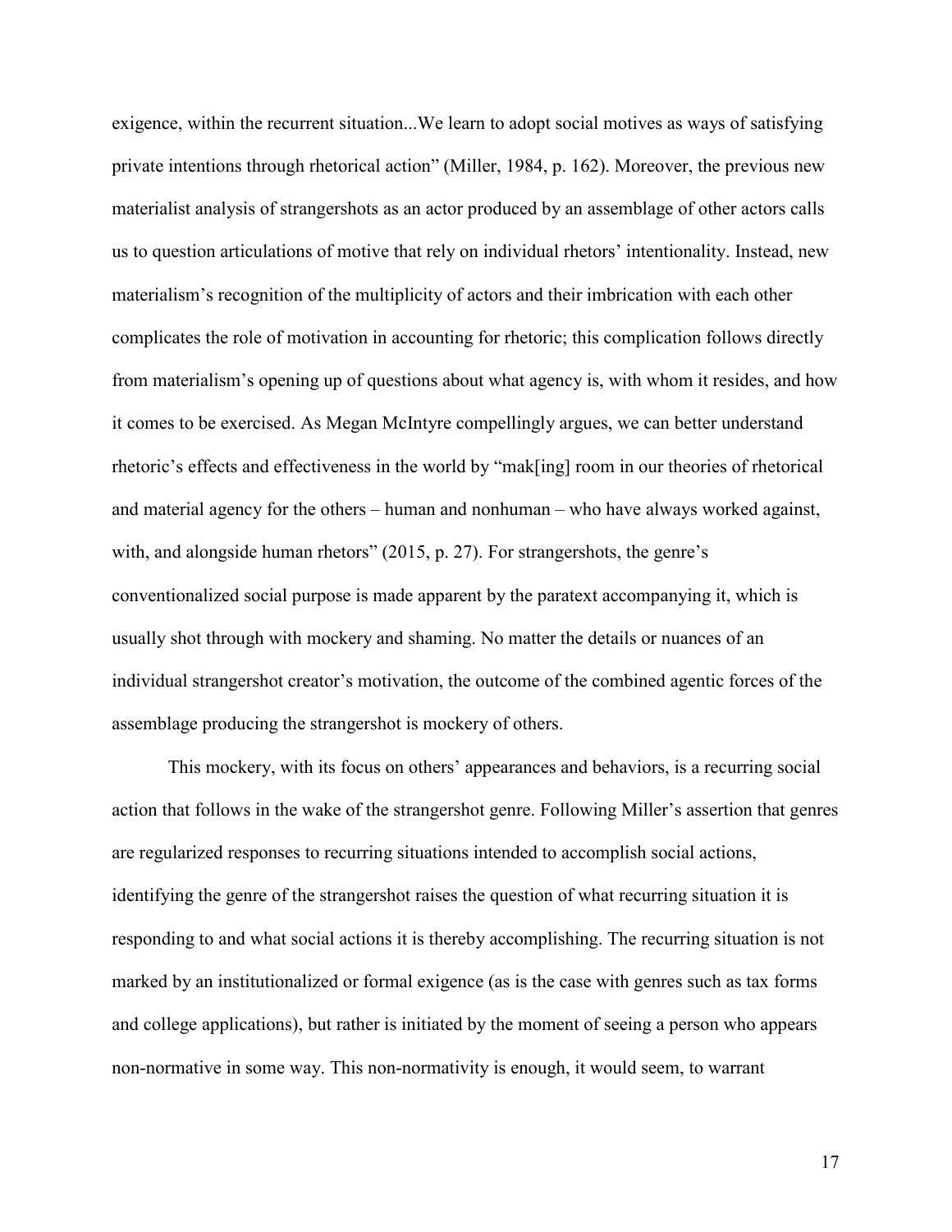exigence, within the recurrent situation...We learn to adopt social motives as ways of satisfying private intentions through rhetorical action" (Miller, 1984, p. 162). Moreover, the previous new materialist analysis of strangershots as an actor produced by an assemblage of other actors calls us to question articulations of motive that rely on individual rhetors' intentionality. Instead, new materialism's recognition of the multiplicity of actors and their imbrication with each other complicates the role of motivation in accounting for rhetoric; this complication follows directly from materialism's opening up of questions about what agency is, with whom it resides, and how it comes to be exercised. As Megan McIntyre compellingly argues, we can better understand rhetoric's effects and effectiveness in the world by "mak[ing] room in our theories of rhetorical and material agency for the others – human and nonhuman – who have always worked against, with, and alongside human rhetors" (2015, p. 27). For strangershots, the genre's conventionalized social purpose is made apparent by the paratext accompanying it, which is usually shot through with mockery and shaming. No matter the details or nuances of an individual strangershot creator's motivation, the outcome of the combined agentic forces of the assemblage producing the strangershot is mockery of others.

This mockery, with its focus on others' appearances and behaviors, is a recurring social action that follows in the wake of the strangershot genre. Following Miller's assertion that genres are regularized responses to recurring situations intended to accomplish social actions, identifying the genre of the strangershot raises the question of what recurring situation it is responding to and what social actions it is thereby accomplishing. The recurring situation is not marked by an institutionalized or formal exigence (as is the case with genres such as tax forms and college applications), but rather is initiated by the moment of seeing a person who appears non-normative in some way. This non-normativity is enough, it would seem, to warrant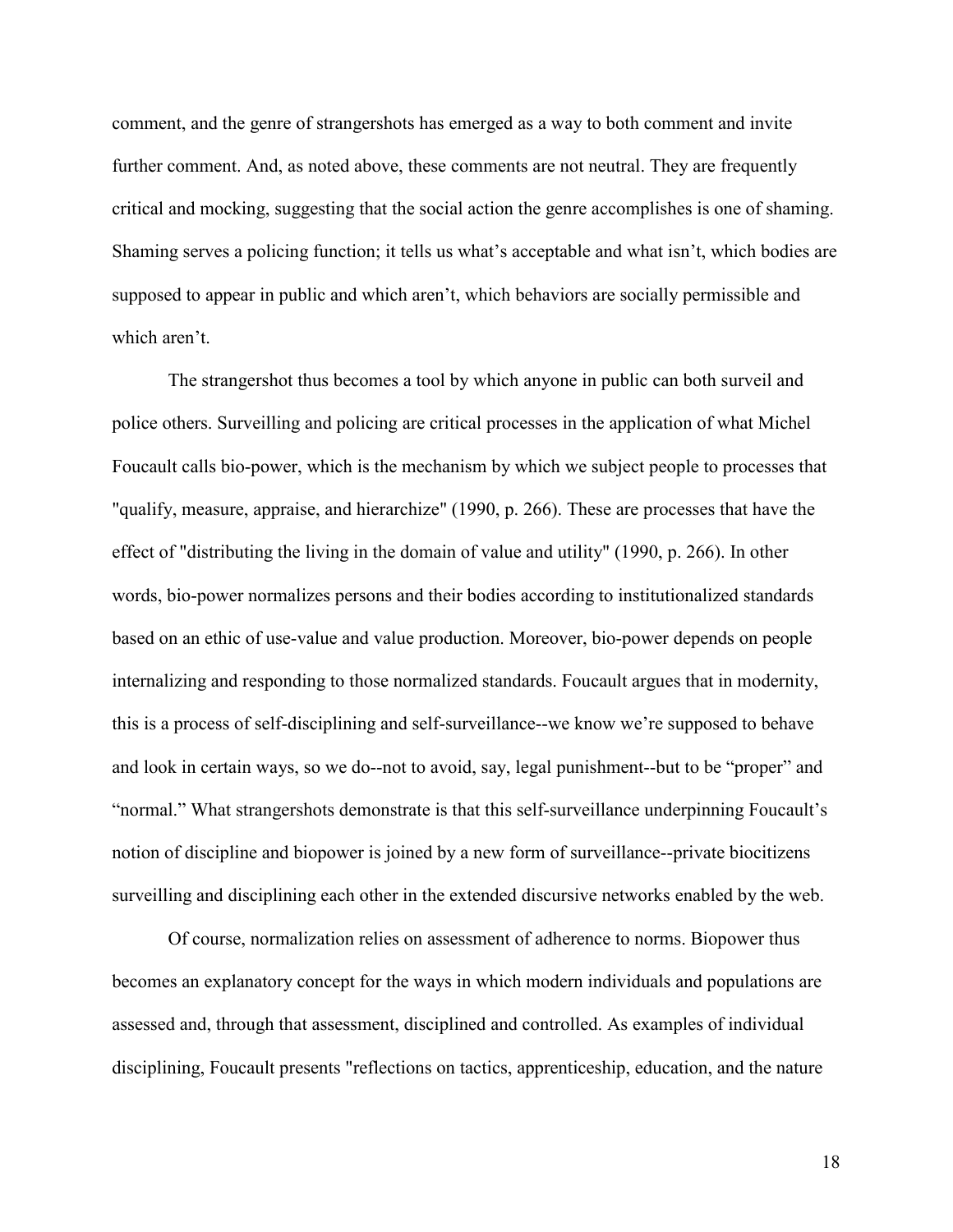comment, and the genre of strangershots has emerged as a way to both comment and invite further comment. And, as noted above, these comments are not neutral. They are frequently critical and mocking, suggesting that the social action the genre accomplishes is one of shaming. Shaming serves a policing function; it tells us what's acceptable and what isn't, which bodies are supposed to appear in public and which aren't, which behaviors are socially permissible and which aren't.

The strangershot thus becomes a tool by which anyone in public can both surveil and police others. Surveilling and policing are critical processes in the application of what Michel Foucault calls bio-power, which is the mechanism by which we subject people to processes that "qualify, measure, appraise, and hierarchize" (1990, p. 266). These are processes that have the effect of "distributing the living in the domain of value and utility" (1990, p. 266). In other words, bio-power normalizes persons and their bodies according to institutionalized standards based on an ethic of use-value and value production. Moreover, bio-power depends on people internalizing and responding to those normalized standards. Foucault argues that in modernity, this is a process of self-disciplining and self-surveillance--we know we're supposed to behave and look in certain ways, so we do--not to avoid, say, legal punishment--but to be "proper" and "normal." What strangershots demonstrate is that this self-surveillance underpinning Foucault's notion of discipline and biopower is joined by a new form of surveillance--private biocitizens surveilling and disciplining each other in the extended discursive networks enabled by the web.

Of course, normalization relies on assessment of adherence to norms. Biopower thus becomes an explanatory concept for the ways in which modern individuals and populations are assessed and, through that assessment, disciplined and controlled. As examples of individual disciplining, Foucault presents "reflections on tactics, apprenticeship, education, and the nature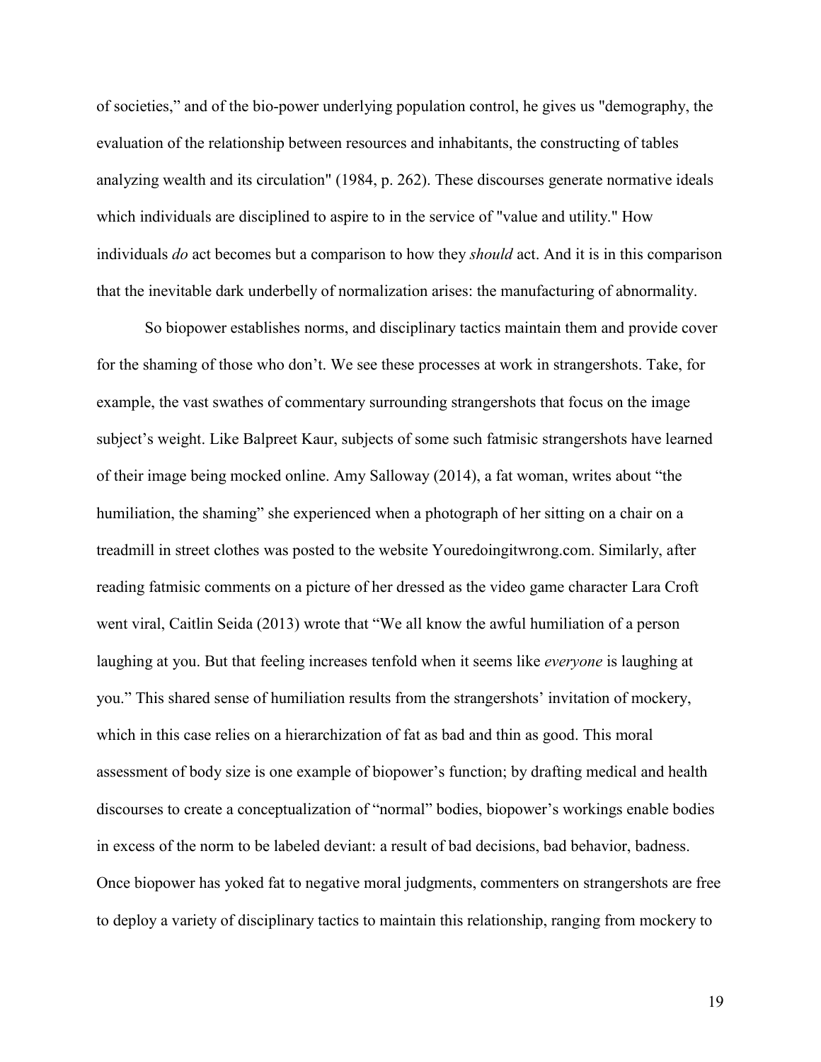of societies," and of the bio-power underlying population control, he gives us "demography, the evaluation of the relationship between resources and inhabitants, the constructing of tables analyzing wealth and its circulation" (1984, p. 262). These discourses generate normative ideals which individuals are disciplined to aspire to in the service of "value and utility." How individuals *do* act becomes but a comparison to how they *should* act. And it is in this comparison that the inevitable dark underbelly of normalization arises: the manufacturing of abnormality.

So biopower establishes norms, and disciplinary tactics maintain them and provide cover for the shaming of those who don't. We see these processes at work in strangershots. Take, for example, the vast swathes of commentary surrounding strangershots that focus on the image subject's weight. Like Balpreet Kaur, subjects of some such fatmisic strangershots have learned of their image being mocked online. Amy Salloway (2014), a fat woman, writes about "the humiliation, the shaming" she experienced when a photograph of her sitting on a chair on a treadmill in street clothes was posted to the website Youredoingitwrong.com. Similarly, after reading fatmisic comments on a picture of her dressed as the video game character Lara Croft went viral, Caitlin Seida (2013) wrote that "We all know the awful humiliation of a person laughing at you. But that feeling increases tenfold when it seems like *everyone* is laughing at you." This shared sense of humiliation results from the strangershots' invitation of mockery, which in this case relies on a hierarchization of fat as bad and thin as good. This moral assessment of body size is one example of biopower's function; by drafting medical and health discourses to create a conceptualization of "normal" bodies, biopower's workings enable bodies in excess of the norm to be labeled deviant: a result of bad decisions, bad behavior, badness. Once biopower has yoked fat to negative moral judgments, commenters on strangershots are free to deploy a variety of disciplinary tactics to maintain this relationship, ranging from mockery to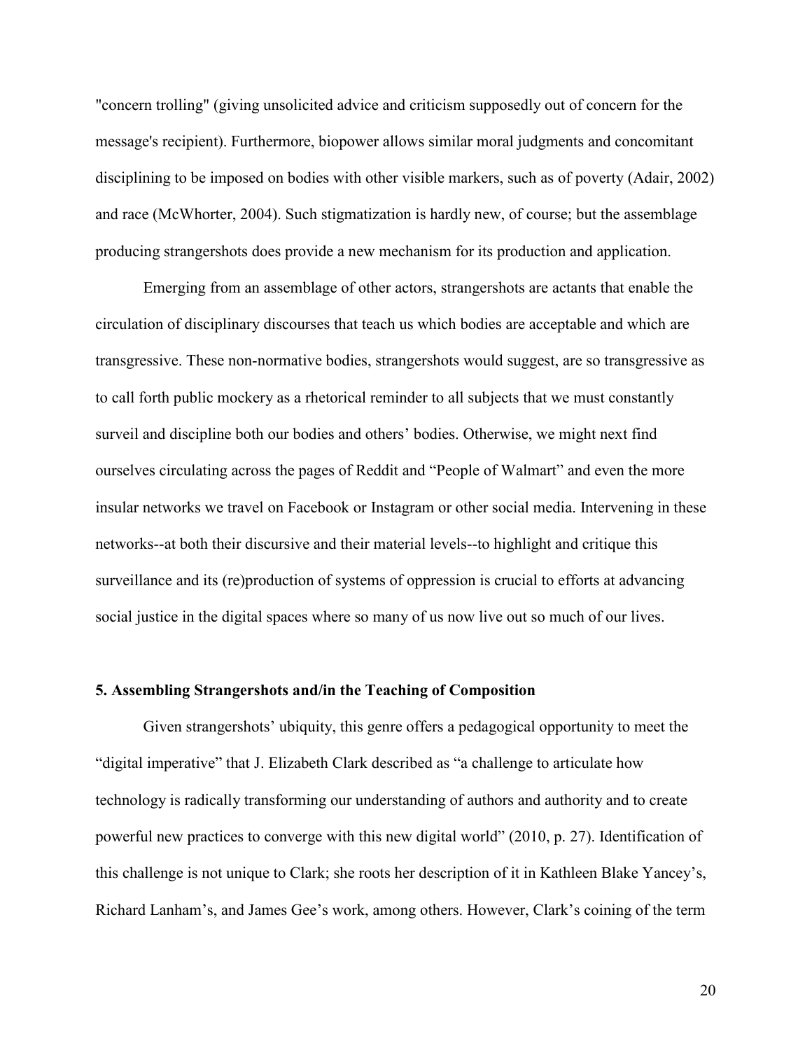"concern trolling" (giving unsolicited advice and criticism supposedly out of concern for the message's recipient). Furthermore, biopower allows similar moral judgments and concomitant disciplining to be imposed on bodies with other visible markers, such as of poverty (Adair, 2002) and race (McWhorter, 2004). Such stigmatization is hardly new, of course; but the assemblage producing strangershots does provide a new mechanism for its production and application.

Emerging from an assemblage of other actors, strangershots are actants that enable the circulation of disciplinary discourses that teach us which bodies are acceptable and which are transgressive. These non-normative bodies, strangershots would suggest, are so transgressive as to call forth public mockery as a rhetorical reminder to all subjects that we must constantly surveil and discipline both our bodies and others' bodies. Otherwise, we might next find ourselves circulating across the pages of Reddit and "People of Walmart" and even the more insular networks we travel on Facebook or Instagram or other social media. Intervening in these networks--at both their discursive and their material levels--to highlight and critique this surveillance and its (re)production of systems of oppression is crucial to efforts at advancing social justice in the digital spaces where so many of us now live out so much of our lives.

## 5. Assembling Strangershots and/in the Teaching of Composition

Given strangershots' ubiquity, this genre offers a pedagogical opportunity to meet the "digital imperative" that J. Elizabeth Clark described as "a challenge to articulate how technology is radically transforming our understanding of authors and authority and to create powerful new practices to converge with this new digital world" (2010, p. 27). Identification of this challenge is not unique to Clark; she roots her description of it in Kathleen Blake Yancey's, Richard Lanham's, and James Gee's work, among others. However, Clark's coining of the term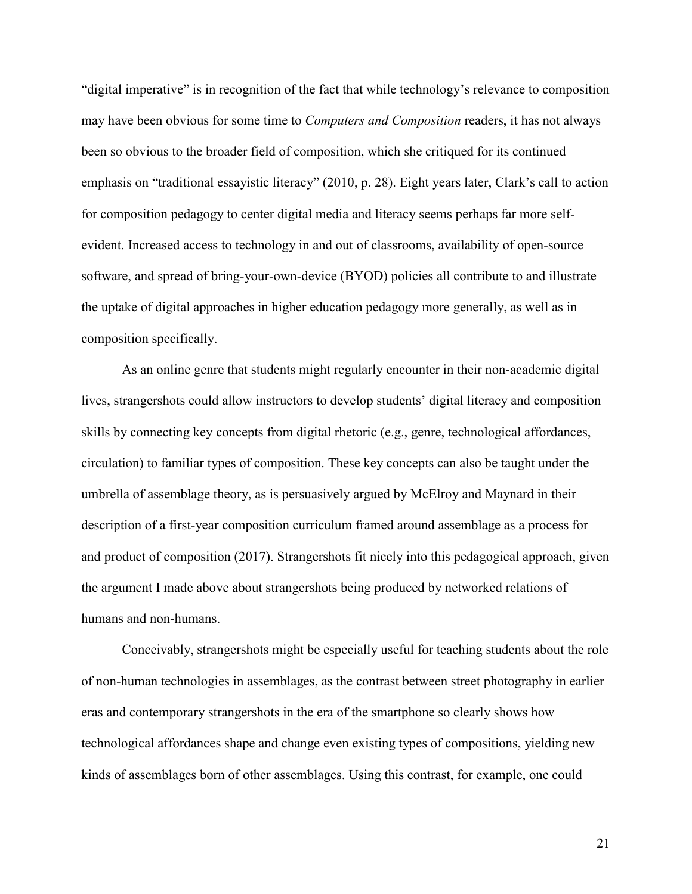"digital imperative" is in recognition of the fact that while technology's relevance to composition may have been obvious for some time to *Computers and Composition* readers, it has not always been so obvious to the broader field of composition, which she critiqued for its continued emphasis on "traditional essayistic literacy" (2010, p. 28). Eight years later, Clark's call to action for composition pedagogy to center digital media and literacy seems perhaps far more self-evident. Increased access to technology in and out of classrooms, availability of open-source software, and spread of bring-your-own-device (BYOD) policies all contribute to and illustrate the uptake of digital approaches in higher education pedagogy more generally, as well as in composition specifically.

As an online genre that students might regularly encounter in their non-academic digital lives, strangershots could allow instructors to develop students' digital literacy and composition skills by connecting key concepts from digital rhetoric (e.g., genre, technological affordances, circulation) to familiar types of composition. These key concepts can also be taught under the umbrella of assemblage theory, as is persuasively argued by McElroy and Maynard in their description of a first-year composition curriculum framed around assemblage as a process for and product of composition (2017). Strangershots fit nicely into this pedagogical approach, given the argument I made above about strangershots being produced by networked relations of humans and non-humans.

Conceivably, strangershots might be especially useful for teaching students about the role of non-human technologies in assemblages, as the contrast between street photography in earlier eras and contemporary strangershots in the era of the smartphone so clearly shows how technological affordances shape and change even existing types of compositions, yielding new kinds of assemblages born of other assemblages. Using this contrast, for example, one could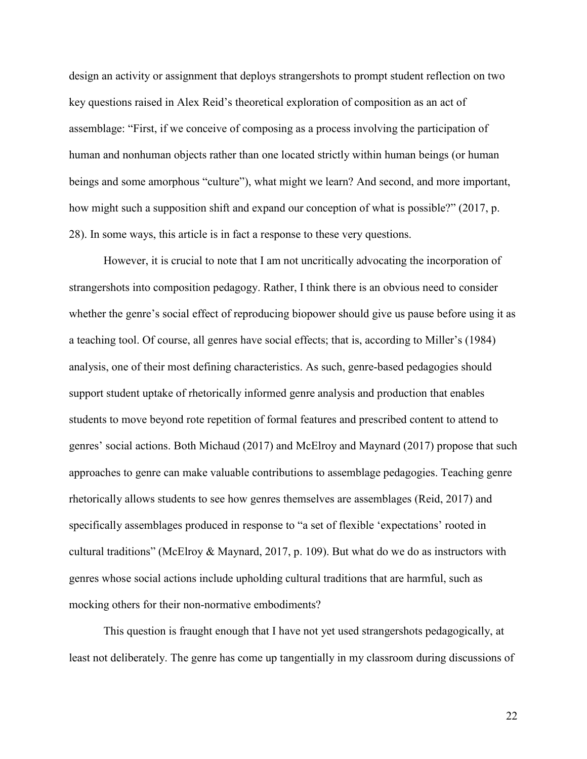design an activity or assignment that deploys strangershots to prompt student reflection on two key questions raised in Alex Reid's theoretical exploration of composition as an act of assemblage: "First, if we conceive of composing as a process involving the participation of human and nonhuman objects rather than one located strictly within human beings (or human beings and some amorphous "culture"), what might we learn? And second, and more important, how might such a supposition shift and expand our conception of what is possible?" (2017, p. 28). In some ways, this article is in fact a response to these very questions.

However, it is crucial to note that I am not uncritically advocating the incorporation of strangershots into composition pedagogy. Rather, I think there is an obvious need to consider whether the genre's social effect of reproducing biopower should give us pause before using it as a teaching tool. Of course, all genres have social effects; that is, according to Miller's (1984) analysis, one of their most defining characteristics. As such, genre-based pedagogies should support student uptake of rhetorically informed genre analysis and production that enables students to move beyond rote repetition of formal features and prescribed content to attend to genres' social actions. Both Michaud (2017) and McElroy and Maynard (2017) propose that such approaches to genre can make valuable contributions to assemblage pedagogies. Teaching genre rhetorically allows students to see how genres themselves are assemblages (Reid, 2017) and specifically assemblages produced in response to "a set of flexible 'expectations' rooted in cultural traditions" (McElroy & Maynard, 2017, p. 109). But what do we do as instructors with genres whose social actions include upholding cultural traditions that are harmful, such as mocking others for their non-normative embodiments?

This question is fraught enough that I have not yet used strangershots pedagogically, at least not deliberately. The genre has come up tangentially in my classroom during discussions of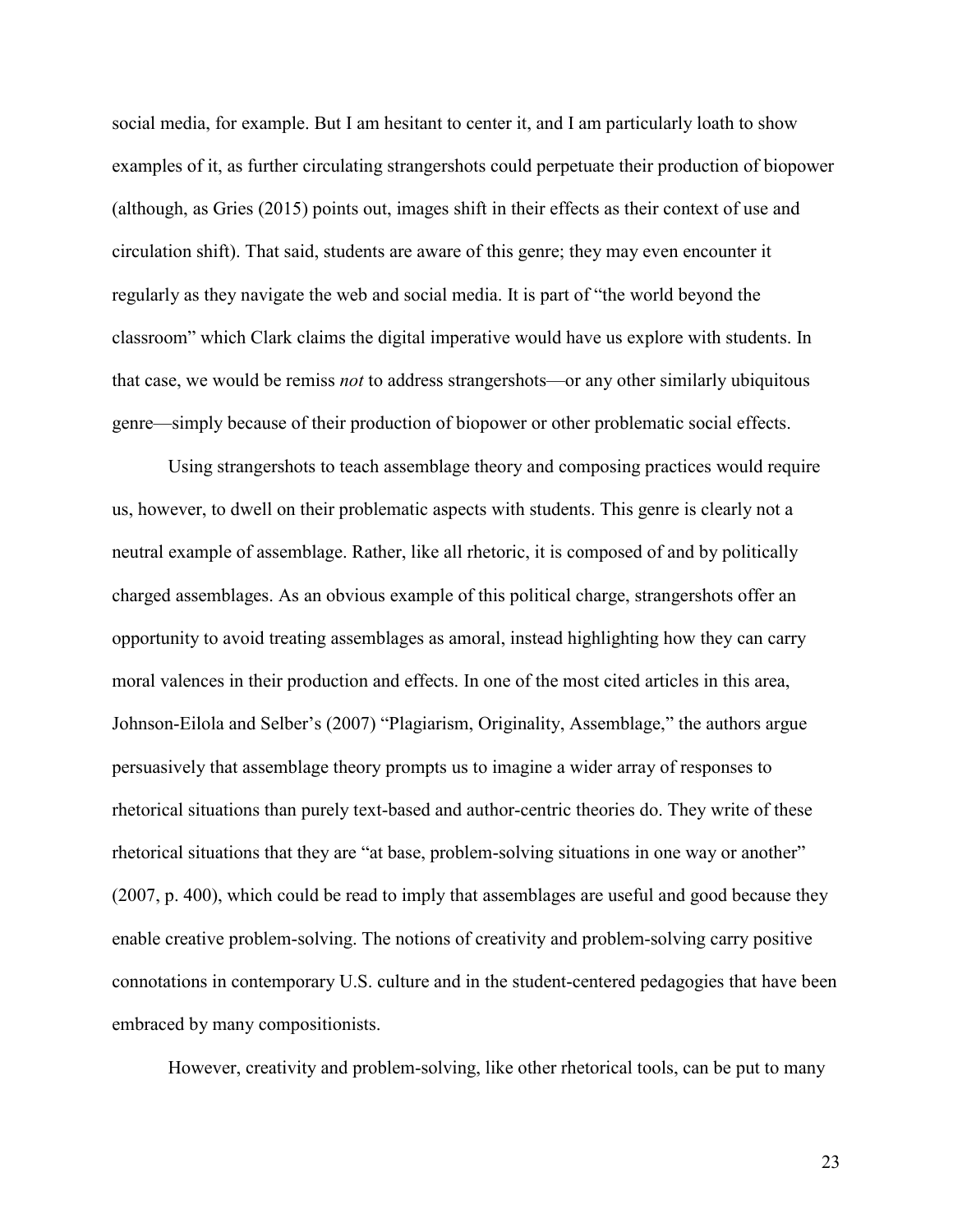social media, for example. But I am hesitant to center it, and I am particularly loath to show examples of it, as further circulating strangershots could perpetuate their production of biopower (although, as Gries (2015) points out, images shift in their effects as their context of use and circulation shift). That said, students are aware of this genre; they may even encounter it regularly as they navigate the web and social media. It is part of "the world beyond the classroom" which Clark claims the digital imperative would have us explore with students. In that case, we would be remiss *not* to address strangershots—or any other similarly ubiquitous genre—simply because of their production of biopower or other problematic social effects.

Using strangershots to teach assemblage theory and composing practices would require us, however, to dwell on their problematic aspects with students. This genre is clearly not a neutral example of assemblage. Rather, like all rhetoric, it is composed of and by politically charged assemblages. As an obvious example of this political charge, strangershots offer an opportunity to avoid treating assemblages as amoral, instead highlighting how they can carry moral valences in their production and effects. In one of the most cited articles in this area, Johnson-Eilola and Selber's (2007) "Plagiarism, Originality, Assemblage," the authors argue persuasively that assemblage theory prompts us to imagine a wider array of responses to rhetorical situations than purely text-based and author-centric theories do. They write of these rhetorical situations that they are "at base, problem-solving situations in one way or another" (2007, p. 400), which could be read to imply that assemblages are useful and good because they enable creative problem-solving. The notions of creativity and problem-solving carry positive connotations in contemporary U.S. culture and in the student-centered pedagogies that have been embraced by many compositionists.

However, creativity and problem-solving, like other rhetorical tools, can be put to many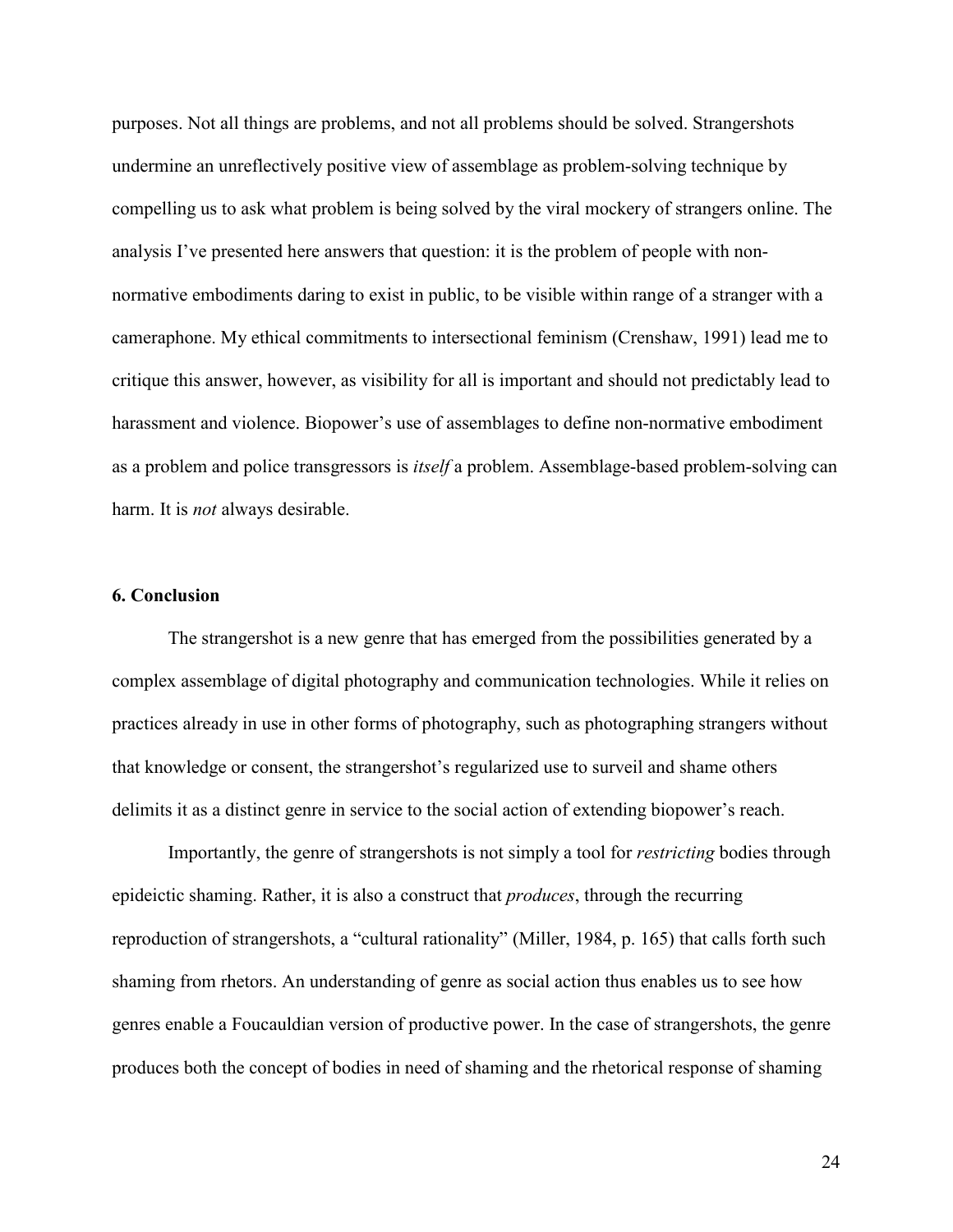purposes. Not all things are problems, and not all problems should be solved. Strangershots undermine an unreflectively positive view of assemblage as problem-solving technique by compelling us to ask what problem is being solved by the viral mockery of strangers online. The analysis I've presented here answers that question: it is the problem of people with non-normative embodiments daring to exist in public, to be visible within range of a stranger with a cameraphone. My ethical commitments to intersectional feminism (Crenshaw, 1991) lead me to critique this answer, however, as visibility for all is important and should not predictably lead to harassment and violence. Biopower's use of assemblages to define non-normative embodiment as a problem and police transgressors is *itself* a problem. Assemblage-based problem-solving can harm. It is *not* always desirable.

## 6. Conclusion

The strangershot is a new genre that has emerged from the possibilities generated by a complex assemblage of digital photography and communication technologies. While it relies on practices already in use in other forms of photography, such as photographing strangers without that knowledge or consent, the strangershot's regularized use to surveil and shame others delimits it as a distinct genre in service to the social action of extending biopower's reach.

Importantly, the genre of strangershots is not simply a tool for *restricting* bodies through epideictic shaming. Rather, it is also a construct that *produces*, through the recurring reproduction of strangershots, a "cultural rationality" (Miller, 1984, p. 165) that calls forth such shaming from rhetors. An understanding of genre as social action thus enables us to see how genres enable a Foucauldian version of productive power. In the case of strangershots, the genre produces both the concept of bodies in need of shaming and the rhetorical response of shaming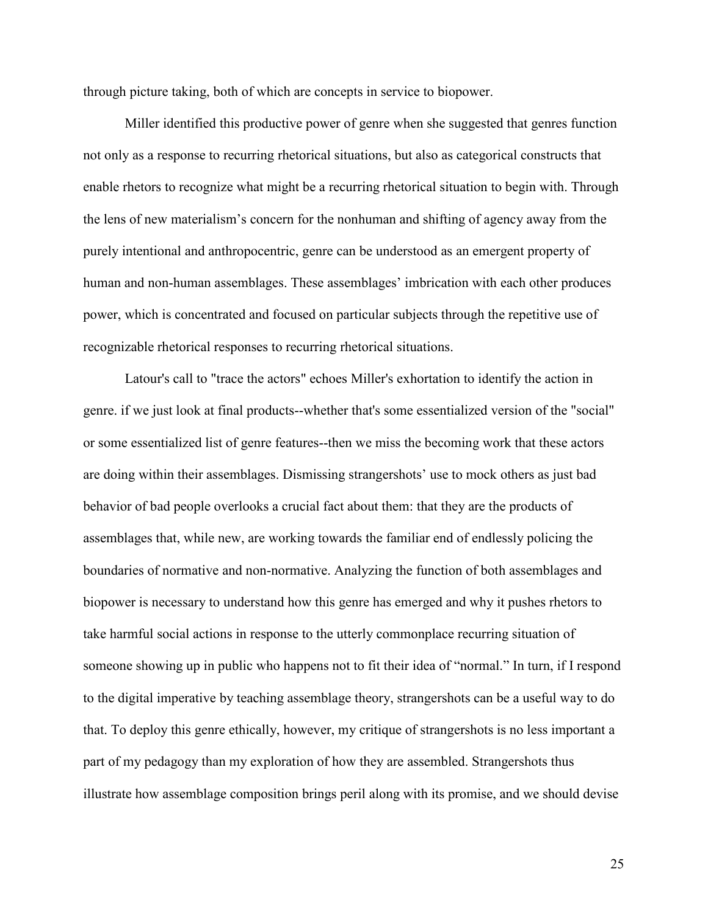through picture taking, both of which are concepts in service to biopower.

Miller identified this productive power of genre when she suggested that genres function not only as a response to recurring rhetorical situations, but also as categorical constructs that enable rhetors to recognize what might be a recurring rhetorical situation to begin with. Through the lens of new materialism's concern for the nonhuman and shifting of agency away from the purely intentional and anthropocentric, genre can be understood as an emergent property of human and non-human assemblages. These assemblages' imbrication with each other produces power, which is concentrated and focused on particular subjects through the repetitive use of recognizable rhetorical responses to recurring rhetorical situations.

Latour's call to "trace the actors" echoes Miller's exhortation to identify the action in genre. if we just look at final products--whether that's some essentialized version of the "social" or some essentialized list of genre features--then we miss the becoming work that these actors are doing within their assemblages. Dismissing strangershots' use to mock others as just bad behavior of bad people overlooks a crucial fact about them: that they are the products of assemblages that, while new, are working towards the familiar end of endlessly policing the boundaries of normative and non-normative. Analyzing the function of both assemblages and biopower is necessary to understand how this genre has emerged and why it pushes rhetors to take harmful social actions in response to the utterly commonplace recurring situation of someone showing up in public who happens not to fit their idea of "normal." In turn, if I respond to the digital imperative by teaching assemblage theory, strangershots can be a useful way to do that. To deploy this genre ethically, however, my critique of strangershots is no less important a part of my pedagogy than my exploration of how they are assembled. Strangershots thus illustrate how assemblage composition brings peril along with its promise, and we should devise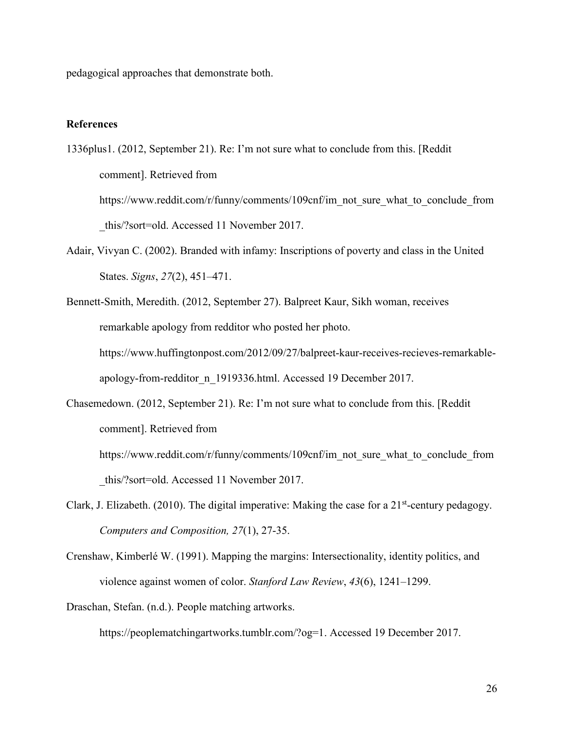pedagogical approaches that demonstrate both.

### References

1336plus1. (2012, September 21). Re: I'm not sure what to conclude from this. [Reddit comment]. Retrieved from https://www.reddit.com/r/funny/comments/109cnf/im_not_sure_what_to_conclude_from_this/?sort=old. Accessed 11 November 2017.

Adair, Vivyan C. (2002). Branded with infamy: Inscriptions of poverty and class in the United States. *Signs*, *27*(2), 451–471.

Bennett-Smith, Meredith. (2012, September 27). Balpreet Kaur, Sikh woman, receives remarkable apology from redditor who posted her photo. https://www.huffingtonpost.com/2012/09/27/balpreet-kaur-receives-recieves-remarkable-apology-from-redditor_n_1919336.html. Accessed 19 December 2017.

Chasemedown. (2012, September 21). Re: I'm not sure what to conclude from this. [Reddit comment]. Retrieved from https://www.reddit.com/r/funny/comments/109cnf/im_not_sure_what_to_conclude_from_this/?sort=old. Accessed 11 November 2017.

Clark, J. Elizabeth. (2010). The digital imperative: Making the case for a 21st-century pedagogy. *Computers and Composition, 27*(1), 27-35.

Crenshaw, Kimberlé W. (1991). Mapping the margins: Intersectionality, identity politics, and violence against women of color. *Stanford Law Review*, *43*(6), 1241–1299.

Draschan, Stefan. (n.d.). People matching artworks. https://peoplematchingartworks.tumblr.com/?og=1. Accessed 19 December 2017.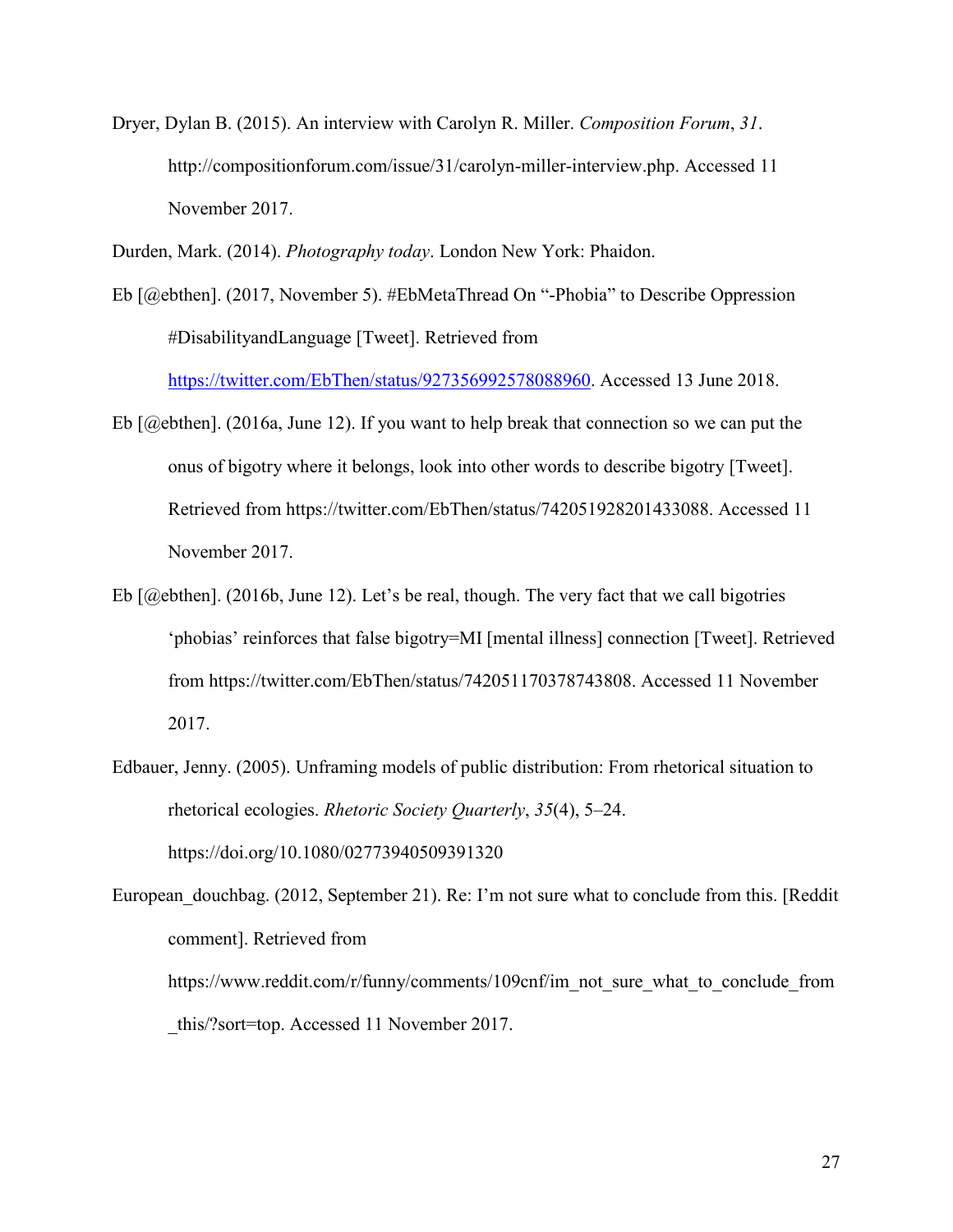Dryer, Dylan B. (2015). An interview with Carolyn R. Miller. *Composition Forum*, *31*. http://compositionforum.com/issue/31/carolyn-miller-interview.php. Accessed 11 November 2017.

Durden, Mark. (2014). *Photography today*. London New York: Phaidon.

Eb [@ebthen]. (2017, November 5). #EbMetaThread On "-Phobia" to Describe Oppression #DisabilityandLanguage [Tweet]. Retrieved from https://twitter.com/EbThen/status/927356992578088960. Accessed 13 June 2018.

Eb [@ebthen]. (2016a, June 12). If you want to help break that connection so we can put the onus of bigotry where it belongs, look into other words to describe bigotry [Tweet]. Retrieved from https://twitter.com/EbThen/status/742051928201433088. Accessed 11 November 2017.

Eb [@ebthen]. (2016b, June 12). Let's be real, though. The very fact that we call bigotries 'phobias' reinforces that false bigotry=MI [mental illness] connection [Tweet]. Retrieved from https://twitter.com/EbThen/status/742051170378743808. Accessed 11 November 2017.

Edbauer, Jenny. (2005). Unframing models of public distribution: From rhetorical situation to rhetorical ecologies. *Rhetoric Society Quarterly*, *35*(4), 5–24. https://doi.org/10.1080/02773940509391320

European_douchbag. (2012, September 21). Re: I'm not sure what to conclude from this. [Reddit comment]. Retrieved from https://www.reddit.com/r/funny/comments/109cnf/im_not_sure_what_to_conclude_from_this/?sort=top. Accessed 11 November 2017.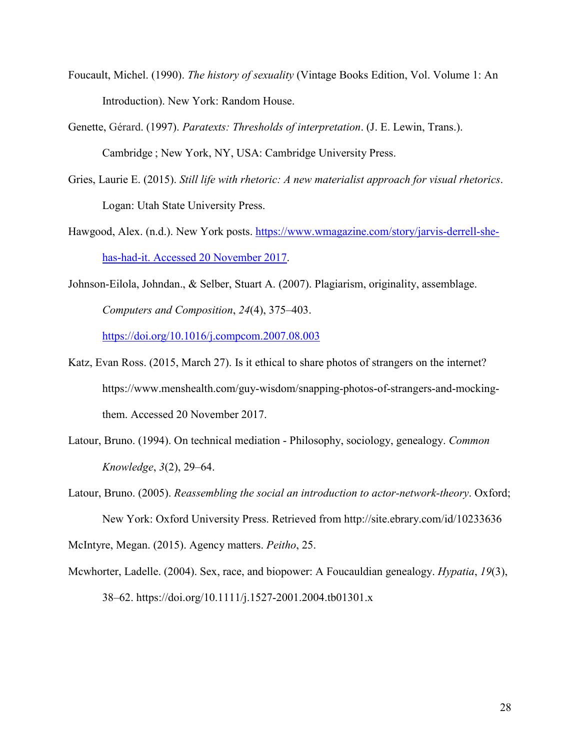Foucault, Michel. (1990). *The history of sexuality* (Vintage Books Edition, Vol. Volume 1: An Introduction). New York: Random House.

Genette, Gérard. (1997). *Paratexts: Thresholds of interpretation*. (J. E. Lewin, Trans.). Cambridge ; New York, NY, USA: Cambridge University Press.

Gries, Laurie E. (2015). *Still life with rhetoric: A new materialist approach for visual rhetorics*. Logan: Utah State University Press.

Hawgood, Alex. (n.d.). New York posts. https://www.wmagazine.com/story/jarvis-derrell-she-has-had-it. Accessed 20 November 2017.

Johnson-Eilola, Johndan., & Selber, Stuart A. (2007). Plagiarism, originality, assemblage. *Computers and Composition*, *24*(4), 375–403. https://doi.org/10.1016/j.compcom.2007.08.003

Katz, Evan Ross. (2015, March 27). Is it ethical to share photos of strangers on the internet? https://www.menshealth.com/guy-wisdom/snapping-photos-of-strangers-and-mocking-them. Accessed 20 November 2017.

Latour, Bruno. (1994). On technical mediation - Philosophy, sociology, genealogy. *Common Knowledge*, *3*(2), 29–64.

Latour, Bruno. (2005). *Reassembling the social an introduction to actor-network-theory*. Oxford; New York: Oxford University Press. Retrieved from http://site.ebrary.com/id/10233636

McIntyre, Megan. (2015). Agency matters. *Peitho*, 25.

Mcwhorter, Ladelle. (2004). Sex, race, and biopower: A Foucauldian genealogy. *Hypatia*, *19*(3), 38–62. https://doi.org/10.1111/j.1527-2001.2004.tb01301.x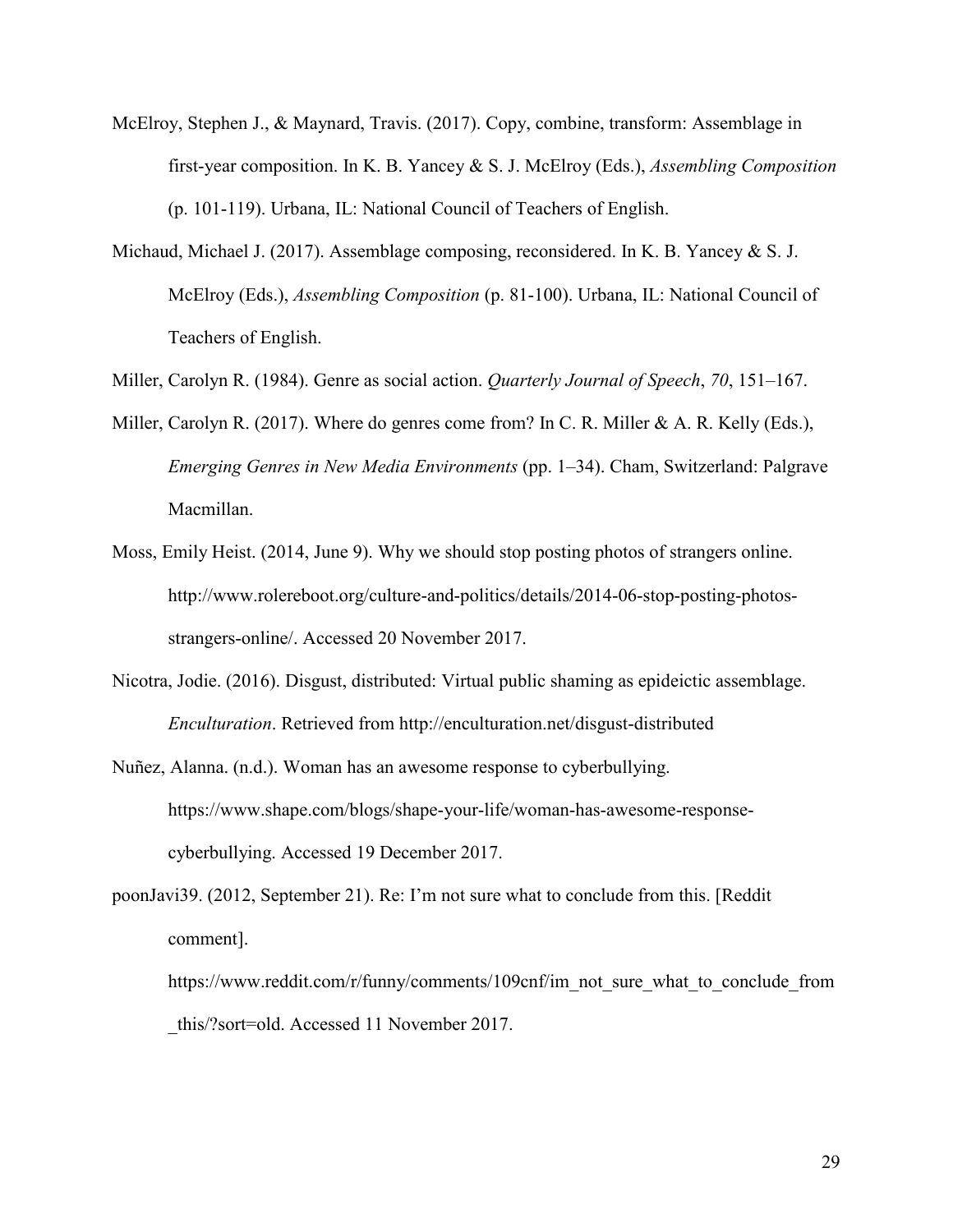McElroy, Stephen J., & Maynard, Travis. (2017). Copy, combine, transform: Assemblage in first-year composition. In K. B. Yancey & S. J. McElroy (Eds.), *Assembling Composition* (p. 101-119). Urbana, IL: National Council of Teachers of English.

Michaud, Michael J. (2017). Assemblage composing, reconsidered. In K. B. Yancey & S. J. McElroy (Eds.), *Assembling Composition* (p. 81-100). Urbana, IL: National Council of Teachers of English.

Miller, Carolyn R. (1984). Genre as social action. *Quarterly Journal of Speech*, *70*, 151–167.

Miller, Carolyn R. (2017). Where do genres come from? In C. R. Miller & A. R. Kelly (Eds.), *Emerging Genres in New Media Environments* (pp. 1–34). Cham, Switzerland: Palgrave Macmillan.

Moss, Emily Heist. (2014, June 9). Why we should stop posting photos of strangers online. http://www.rolereboot.org/culture-and-politics/details/2014-06-stop-posting-photos-strangers-online/. Accessed 20 November 2017.

Nicotra, Jodie. (2016). Disgust, distributed: Virtual public shaming as epideictic assemblage. *Enculturation*. Retrieved from http://enculturation.net/disgust-distributed

Nuñez, Alanna. (n.d.). Woman has an awesome response to cyberbullying. https://www.shape.com/blogs/shape-your-life/woman-has-awesome-response-cyberbullying. Accessed 19 December 2017.

poonJavi39. (2012, September 21). Re: I'm not sure what to conclude from this. [Reddit comment]. https://www.reddit.com/r/funny/comments/109cnf/im_not_sure_what_to_conclude_from_this/?sort=old. Accessed 11 November 2017.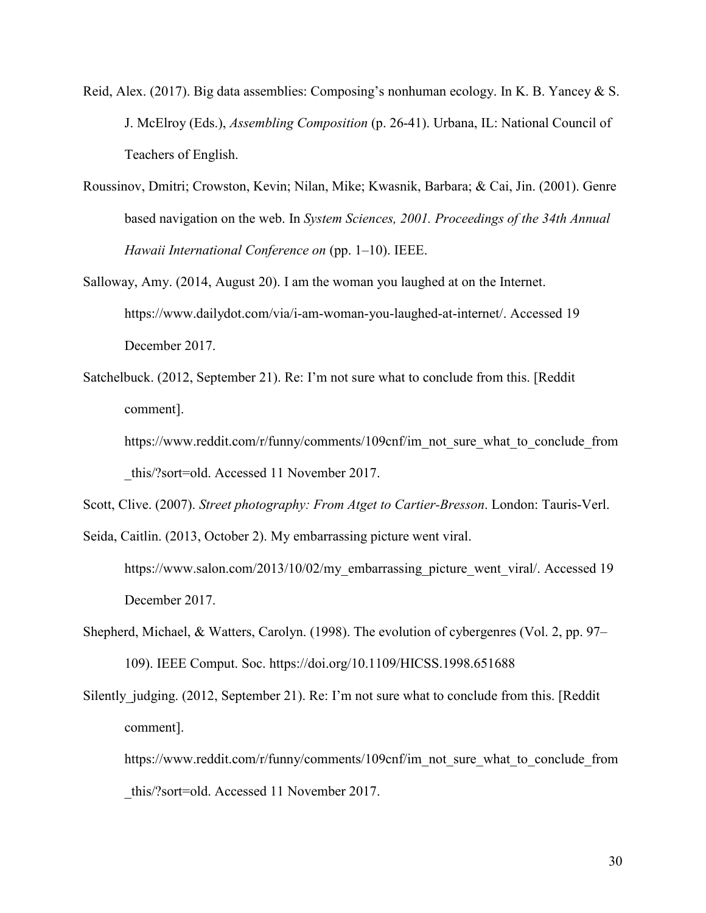Reid, Alex. (2017). Big data assemblies: Composing's nonhuman ecology. In K. B. Yancey & S. J. McElroy (Eds.), *Assembling Composition* (p. 26-41). Urbana, IL: National Council of Teachers of English.

Roussinov, Dmitri; Crowston, Kevin; Nilan, Mike; Kwasnik, Barbara; & Cai, Jin. (2001). Genre based navigation on the web. In *System Sciences, 2001. Proceedings of the 34th Annual Hawaii International Conference on* (pp. 1–10). IEEE.

Salloway, Amy. (2014, August 20). I am the woman you laughed at on the Internet. https://www.dailydot.com/via/i-am-woman-you-laughed-at-internet/. Accessed 19 December 2017.

Satchelbuck. (2012, September 21). Re: I'm not sure what to conclude from this. [Reddit comment]. https://www.reddit.com/r/funny/comments/109cnf/im_not_sure_what_to_conclude_from_this/?sort=old. Accessed 11 November 2017.

Scott, Clive. (2007). *Street photography: From Atget to Cartier-Bresson*. London: Tauris-Verl.

Seida, Caitlin. (2013, October 2). My embarrassing picture went viral. https://www.salon.com/2013/10/02/my_embarrassing_picture_went_viral/. Accessed 19 December 2017.

Shepherd, Michael, & Watters, Carolyn. (1998). The evolution of cybergenres (Vol. 2, pp. 97–109). IEEE Comput. Soc. https://doi.org/10.1109/HICSS.1998.651688

Silently_judging. (2012, September 21). Re: I'm not sure what to conclude from this. [Reddit comment]. https://www.reddit.com/r/funny/comments/109cnf/im_not_sure_what_to_conclude_from_this/?sort=old. Accessed 11 November 2017.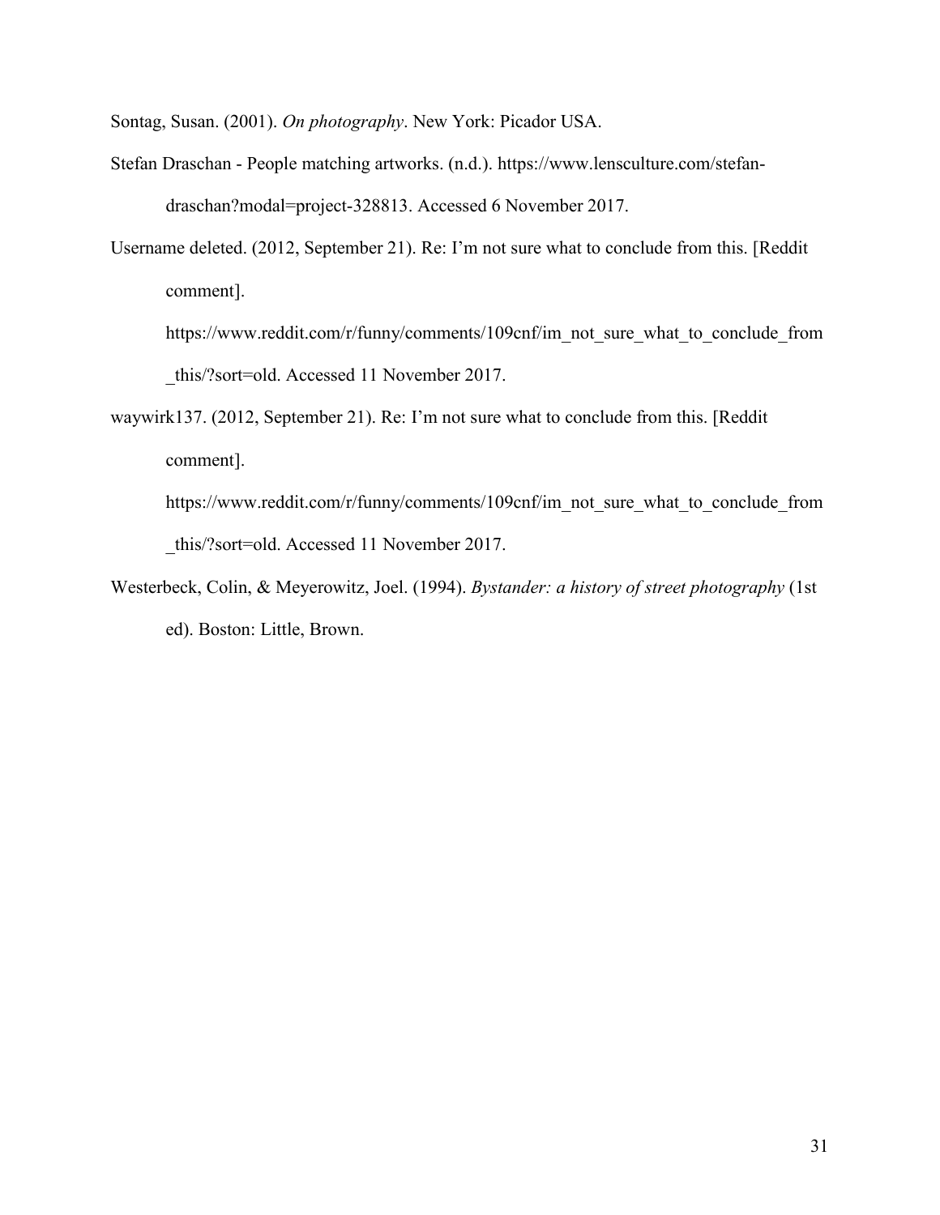Sontag, Susan. (2001). *On photography*. New York: Picador USA.

Stefan Draschan - People matching artworks. (n.d.). https://www.lensculture.com/stefan-draschan?modal=project-328813. Accessed 6 November 2017.

Username deleted. (2012, September 21). Re: I'm not sure what to conclude from this. [Reddit comment]. https://www.reddit.com/r/funny/comments/109cnf/im_not_sure_what_to_conclude_from_this/?sort=old. Accessed 11 November 2017.

waywirk137. (2012, September 21). Re: I'm not sure what to conclude from this. [Reddit comment]. https://www.reddit.com/r/funny/comments/109cnf/im_not_sure_what_to_conclude_from_this/?sort=old. Accessed 11 November 2017.

Westerbeck, Colin, & Meyerowitz, Joel. (1994). *Bystander: a history of street photography* (1st ed). Boston: Little, Brown.